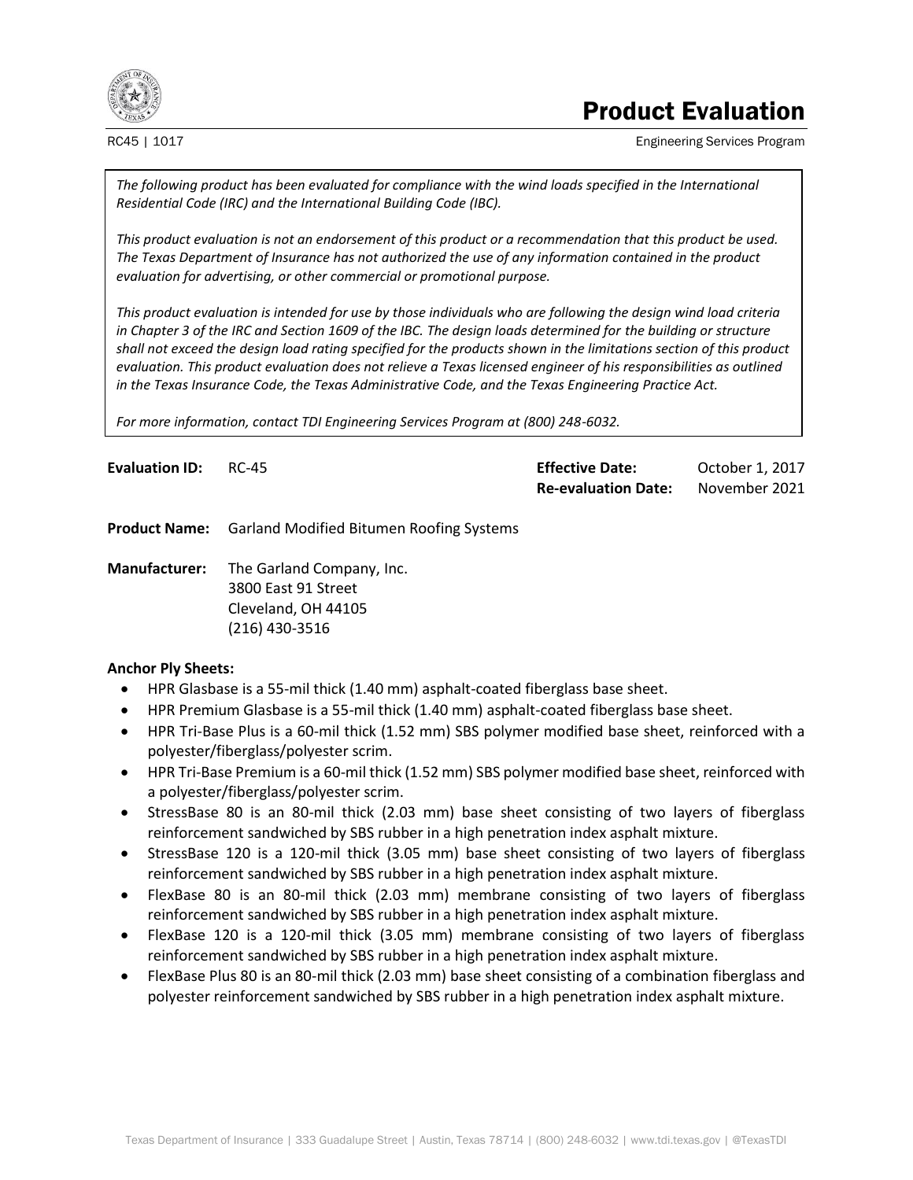# Product Evaluation

RC45 | 1017

Engineering Services Program

*The following product has been evaluated for compliance with the wind loads specified in the International Residential Code (IRC) and the International Building Code (IBC).*

*This product evaluation is not an endorsement of this product or a recommendation that this product be used. The Texas Department of Insurance has not authorized the use of any information contained in the product evaluation for advertising, or other commercial or promotional purpose.*

*This product evaluation is intended for use by those individuals who are following the design wind load criteria in Chapter 3 of the IRC and Section 1609 of the IBC. The design loads determined for the building or structure shall not exceed the design load rating specified for the products shown in the limitations section of this product evaluation. This product evaluation does not relieve a Texas licensed engineer of his responsibilities as outlined in the Texas Insurance Code, the Texas Administrative Code, and the Texas Engineering Practice Act.*

*For more information, contact TDI Engineering Services Program at (800) 248-6032.*

**Evaluation ID:** RC-45

**Effective Date:** October 1, 2017
**Re-evaluation Date:** November 2021

**Product Name:** Garland Modified Bitumen Roofing Systems

**Manufacturer:** The Garland Company, Inc.
3800 East 91 Street
Cleveland, OH 44105
(216) 430-3516

**Anchor Ply Sheets:**

- HPR Glasbase is a 55-mil thick (1.40 mm) asphalt-coated fiberglass base sheet.
- HPR Premium Glasbase is a 55-mil thick (1.40 mm) asphalt-coated fiberglass base sheet.
- HPR Tri-Base Plus is a 60-mil thick (1.52 mm) SBS polymer modified base sheet, reinforced with a polyester/fiberglass/polyester scrim.
- HPR Tri-Base Premium is a 60-mil thick (1.52 mm) SBS polymer modified base sheet, reinforced with a polyester/fiberglass/polyester scrim.
- StressBase 80 is an 80-mil thick (2.03 mm) base sheet consisting of two layers of fiberglass reinforcement sandwiched by SBS rubber in a high penetration index asphalt mixture.
- StressBase 120 is a 120-mil thick (3.05 mm) base sheet consisting of two layers of fiberglass reinforcement sandwiched by SBS rubber in a high penetration index asphalt mixture.
- FlexBase 80 is an 80-mil thick (2.03 mm) membrane consisting of two layers of fiberglass reinforcement sandwiched by SBS rubber in a high penetration index asphalt mixture.
- FlexBase 120 is a 120-mil thick (3.05 mm) membrane consisting of two layers of fiberglass reinforcement sandwiched by SBS rubber in a high penetration index asphalt mixture.
- FlexBase Plus 80 is an 80-mil thick (2.03 mm) base sheet consisting of a combination fiberglass and polyester reinforcement sandwiched by SBS rubber in a high penetration index asphalt mixture.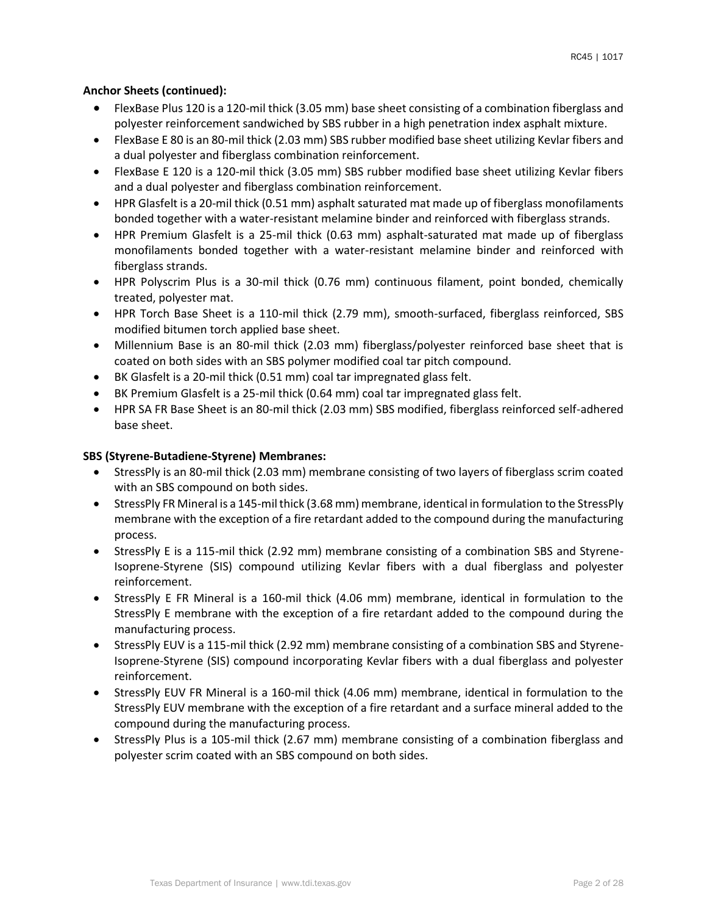**Anchor Sheets (continued):**

- FlexBase Plus 120 is a 120-mil thick (3.05 mm) base sheet consisting of a combination fiberglass and polyester reinforcement sandwiched by SBS rubber in a high penetration index asphalt mixture.
- FlexBase E 80 is an 80-mil thick (2.03 mm) SBS rubber modified base sheet utilizing Kevlar fibers and a dual polyester and fiberglass combination reinforcement.
- FlexBase E 120 is a 120-mil thick (3.05 mm) SBS rubber modified base sheet utilizing Kevlar fibers and a dual polyester and fiberglass combination reinforcement.
- HPR Glasfelt is a 20-mil thick (0.51 mm) asphalt saturated mat made up of fiberglass monofilaments bonded together with a water-resistant melamine binder and reinforced with fiberglass strands.
- HPR Premium Glasfelt is a 25-mil thick (0.63 mm) asphalt-saturated mat made up of fiberglass monofilaments bonded together with a water-resistant melamine binder and reinforced with fiberglass strands.
- HPR Polyscrim Plus is a 30-mil thick (0.76 mm) continuous filament, point bonded, chemically treated, polyester mat.
- HPR Torch Base Sheet is a 110-mil thick (2.79 mm), smooth-surfaced, fiberglass reinforced, SBS modified bitumen torch applied base sheet.
- Millennium Base is an 80-mil thick (2.03 mm) fiberglass/polyester reinforced base sheet that is coated on both sides with an SBS polymer modified coal tar pitch compound.
- BK Glasfelt is a 20-mil thick (0.51 mm) coal tar impregnated glass felt.
- BK Premium Glasfelt is a 25-mil thick (0.64 mm) coal tar impregnated glass felt.
- HPR SA FR Base Sheet is an 80-mil thick (2.03 mm) SBS modified, fiberglass reinforced self-adhered base sheet.

**SBS (Styrene-Butadiene-Styrene) Membranes:**

- StressPly is an 80-mil thick (2.03 mm) membrane consisting of two layers of fiberglass scrim coated with an SBS compound on both sides.
- StressPly FR Mineral is a 145-mil thick (3.68 mm) membrane, identical in formulation to the StressPly membrane with the exception of a fire retardant added to the compound during the manufacturing process.
- StressPly E is a 115-mil thick (2.92 mm) membrane consisting of a combination SBS and Styrene-Isoprene-Styrene (SIS) compound utilizing Kevlar fibers with a dual fiberglass and polyester reinforcement.
- StressPly E FR Mineral is a 160-mil thick (4.06 mm) membrane, identical in formulation to the StressPly E membrane with the exception of a fire retardant added to the compound during the manufacturing process.
- StressPly EUV is a 115-mil thick (2.92 mm) membrane consisting of a combination SBS and Styrene-Isoprene-Styrene (SIS) compound incorporating Kevlar fibers with a dual fiberglass and polyester reinforcement.
- StressPly EUV FR Mineral is a 160-mil thick (4.06 mm) membrane, identical in formulation to the StressPly EUV membrane with the exception of a fire retardant and a surface mineral added to the compound during the manufacturing process.
- StressPly Plus is a 105-mil thick (2.67 mm) membrane consisting of a combination fiberglass and polyester scrim coated with an SBS compound on both sides.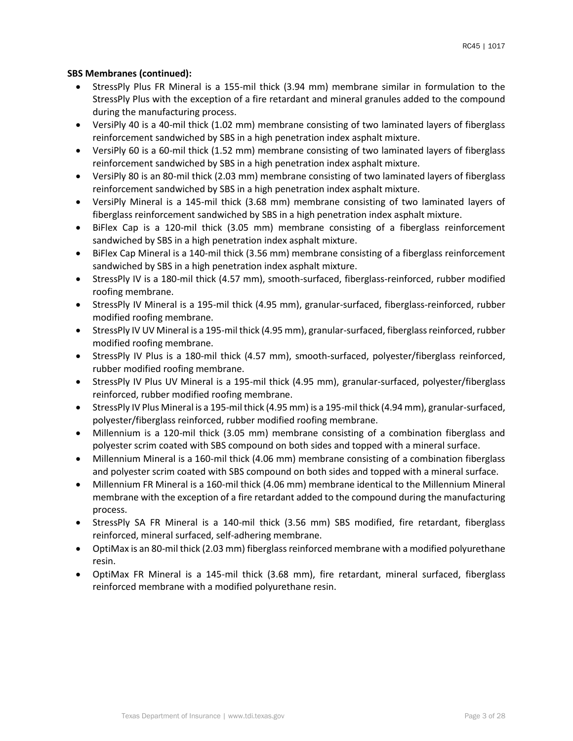**SBS Membranes (continued):**

- StressPly Plus FR Mineral is a 155-mil thick (3.94 mm) membrane similar in formulation to the StressPly Plus with the exception of a fire retardant and mineral granules added to the compound during the manufacturing process.
- VersiPly 40 is a 40-mil thick (1.02 mm) membrane consisting of two laminated layers of fiberglass reinforcement sandwiched by SBS in a high penetration index asphalt mixture.
- VersiPly 60 is a 60-mil thick (1.52 mm) membrane consisting of two laminated layers of fiberglass reinforcement sandwiched by SBS in a high penetration index asphalt mixture.
- VersiPly 80 is an 80-mil thick (2.03 mm) membrane consisting of two laminated layers of fiberglass reinforcement sandwiched by SBS in a high penetration index asphalt mixture.
- VersiPly Mineral is a 145-mil thick (3.68 mm) membrane consisting of two laminated layers of fiberglass reinforcement sandwiched by SBS in a high penetration index asphalt mixture.
- BiFlex Cap is a 120-mil thick (3.05 mm) membrane consisting of a fiberglass reinforcement sandwiched by SBS in a high penetration index asphalt mixture.
- BiFlex Cap Mineral is a 140-mil thick (3.56 mm) membrane consisting of a fiberglass reinforcement sandwiched by SBS in a high penetration index asphalt mixture.
- StressPly IV is a 180-mil thick (4.57 mm), smooth-surfaced, fiberglass-reinforced, rubber modified roofing membrane.
- StressPly IV Mineral is a 195-mil thick (4.95 mm), granular-surfaced, fiberglass-reinforced, rubber modified roofing membrane.
- StressPly IV UV Mineral is a 195-mil thick (4.95 mm), granular-surfaced, fiberglass reinforced, rubber modified roofing membrane.
- StressPly IV Plus is a 180-mil thick (4.57 mm), smooth-surfaced, polyester/fiberglass reinforced, rubber modified roofing membrane.
- StressPly IV Plus UV Mineral is a 195-mil thick (4.95 mm), granular-surfaced, polyester/fiberglass reinforced, rubber modified roofing membrane.
- StressPly IV Plus Mineral is a 195-mil thick (4.95 mm) is a 195-mil thick (4.94 mm), granular-surfaced, polyester/fiberglass reinforced, rubber modified roofing membrane.
- Millennium is a 120-mil thick (3.05 mm) membrane consisting of a combination fiberglass and polyester scrim coated with SBS compound on both sides and topped with a mineral surface.
- Millennium Mineral is a 160-mil thick (4.06 mm) membrane consisting of a combination fiberglass and polyester scrim coated with SBS compound on both sides and topped with a mineral surface.
- Millennium FR Mineral is a 160-mil thick (4.06 mm) membrane identical to the Millennium Mineral membrane with the exception of a fire retardant added to the compound during the manufacturing process.
- StressPly SA FR Mineral is a 140-mil thick (3.56 mm) SBS modified, fire retardant, fiberglass reinforced, mineral surfaced, self-adhering membrane.
- OptiMax is an 80-mil thick (2.03 mm) fiberglass reinforced membrane with a modified polyurethane resin.
- OptiMax FR Mineral is a 145-mil thick (3.68 mm), fire retardant, mineral surfaced, fiberglass reinforced membrane with a modified polyurethane resin.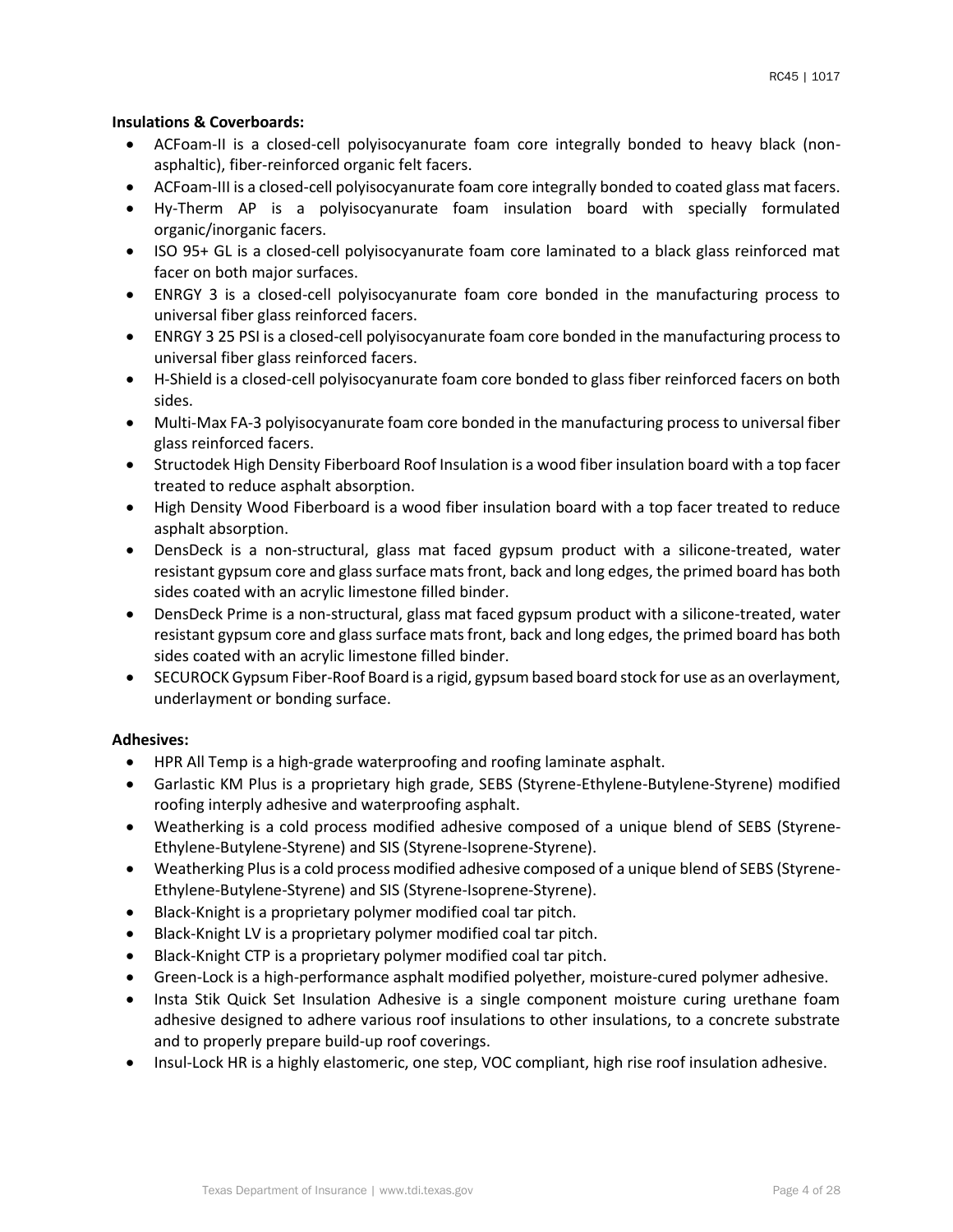**Insulations & Coverboards:**

- ACFoam-II is a closed-cell polyisocyanurate foam core integrally bonded to heavy black (non-asphaltic), fiber-reinforced organic felt facers.
- ACFoam-III is a closed-cell polyisocyanurate foam core integrally bonded to coated glass mat facers.
- Hy-Therm AP is a polyisocyanurate foam insulation board with specially formulated organic/inorganic facers.
- ISO 95+ GL is a closed-cell polyisocyanurate foam core laminated to a black glass reinforced mat facer on both major surfaces.
- ENRGY 3 is a closed-cell polyisocyanurate foam core bonded in the manufacturing process to universal fiber glass reinforced facers.
- ENRGY 3 25 PSI is a closed-cell polyisocyanurate foam core bonded in the manufacturing process to universal fiber glass reinforced facers.
- H-Shield is a closed-cell polyisocyanurate foam core bonded to glass fiber reinforced facers on both sides.
- Multi-Max FA-3 polyisocyanurate foam core bonded in the manufacturing process to universal fiber glass reinforced facers.
- Structodek High Density Fiberboard Roof Insulation is a wood fiber insulation board with a top facer treated to reduce asphalt absorption.
- High Density Wood Fiberboard is a wood fiber insulation board with a top facer treated to reduce asphalt absorption.
- DensDeck is a non-structural, glass mat faced gypsum product with a silicone-treated, water resistant gypsum core and glass surface mats front, back and long edges, the primed board has both sides coated with an acrylic limestone filled binder.
- DensDeck Prime is a non-structural, glass mat faced gypsum product with a silicone-treated, water resistant gypsum core and glass surface mats front, back and long edges, the primed board has both sides coated with an acrylic limestone filled binder.
- SECUROCK Gypsum Fiber-Roof Board is a rigid, gypsum based board stock for use as an overlayment, underlayment or bonding surface.

**Adhesives:**

- HPR All Temp is a high-grade waterproofing and roofing laminate asphalt.
- Garlastic KM Plus is a proprietary high grade, SEBS (Styrene-Ethylene-Butylene-Styrene) modified roofing interply adhesive and waterproofing asphalt.
- Weatherking is a cold process modified adhesive composed of a unique blend of SEBS (Styrene-Ethylene-Butylene-Styrene) and SIS (Styrene-Isoprene-Styrene).
- Weatherking Plus is a cold process modified adhesive composed of a unique blend of SEBS (Styrene-Ethylene-Butylene-Styrene) and SIS (Styrene-Isoprene-Styrene).
- Black-Knight is a proprietary polymer modified coal tar pitch.
- Black-Knight LV is a proprietary polymer modified coal tar pitch.
- Black-Knight CTP is a proprietary polymer modified coal tar pitch.
- Green-Lock is a high-performance asphalt modified polyether, moisture-cured polymer adhesive.
- Insta Stik Quick Set Insulation Adhesive is a single component moisture curing urethane foam adhesive designed to adhere various roof insulations to other insulations, to a concrete substrate and to properly prepare build-up roof coverings.
- Insul-Lock HR is a highly elastomeric, one step, VOC compliant, high rise roof insulation adhesive.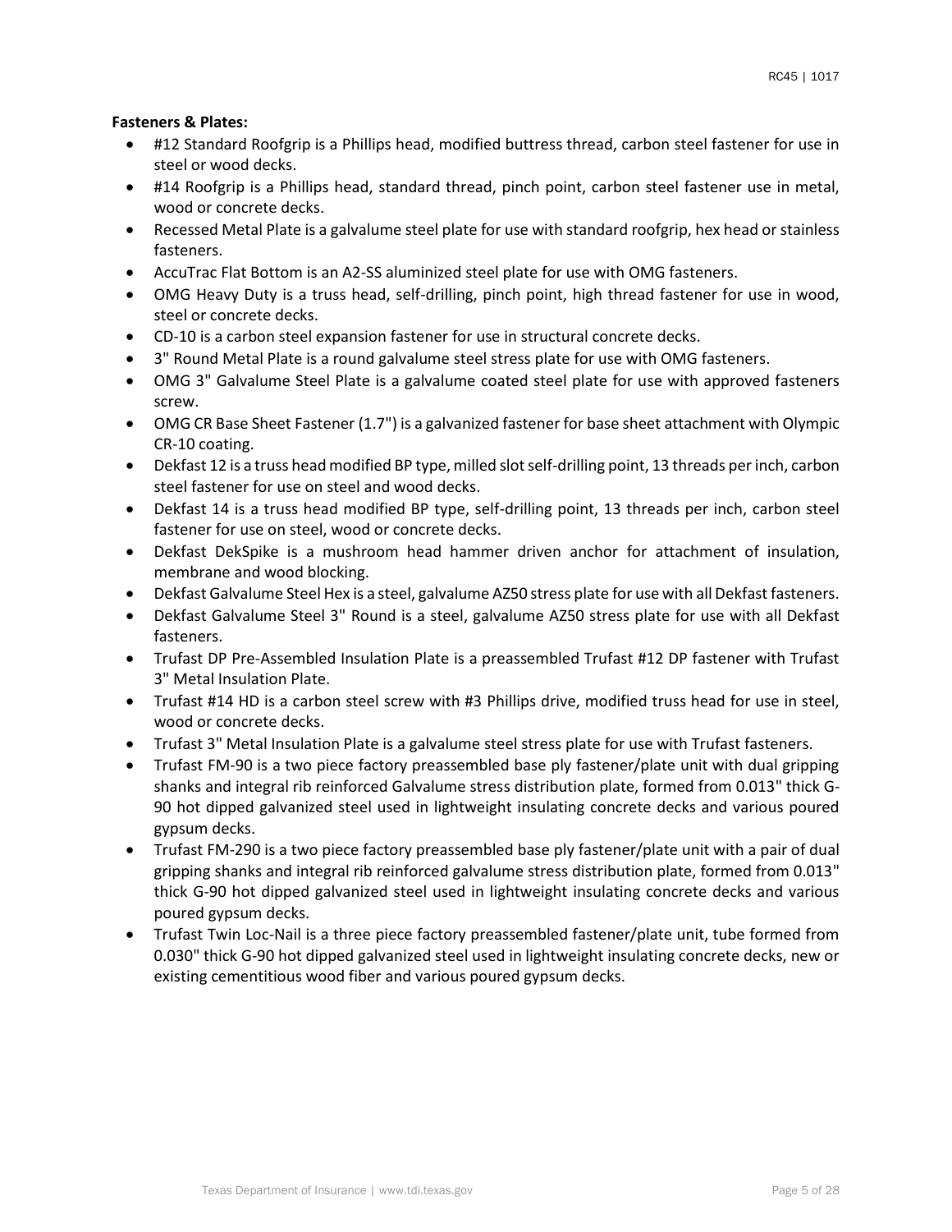**Fasteners & Plates:**

- #12 Standard Roofgrip is a Phillips head, modified buttress thread, carbon steel fastener for use in steel or wood decks.
- #14 Roofgrip is a Phillips head, standard thread, pinch point, carbon steel fastener use in metal, wood or concrete decks.
- Recessed Metal Plate is a galvalume steel plate for use with standard roofgrip, hex head or stainless fasteners.
- AccuTrac Flat Bottom is an A2-SS aluminized steel plate for use with OMG fasteners.
- OMG Heavy Duty is a truss head, self-drilling, pinch point, high thread fastener for use in wood, steel or concrete decks.
- CD-10 is a carbon steel expansion fastener for use in structural concrete decks.
- 3" Round Metal Plate is a round galvalume steel stress plate for use with OMG fasteners.
- OMG 3" Galvalume Steel Plate is a galvalume coated steel plate for use with approved fasteners screw.
- OMG CR Base Sheet Fastener (1.7") is a galvanized fastener for base sheet attachment with Olympic CR-10 coating.
- Dekfast 12 is a truss head modified BP type, milled slot self-drilling point, 13 threads per inch, carbon steel fastener for use on steel and wood decks.
- Dekfast 14 is a truss head modified BP type, self-drilling point, 13 threads per inch, carbon steel fastener for use on steel, wood or concrete decks.
- Dekfast DekSpike is a mushroom head hammer driven anchor for attachment of insulation, membrane and wood blocking.
- Dekfast Galvalume Steel Hex is a steel, galvalume AZ50 stress plate for use with all Dekfast fasteners.
- Dekfast Galvalume Steel 3" Round is a steel, galvalume AZ50 stress plate for use with all Dekfast fasteners.
- Trufast DP Pre-Assembled Insulation Plate is a preassembled Trufast #12 DP fastener with Trufast 3" Metal Insulation Plate.
- Trufast #14 HD is a carbon steel screw with #3 Phillips drive, modified truss head for use in steel, wood or concrete decks.
- Trufast 3" Metal Insulation Plate is a galvalume steel stress plate for use with Trufast fasteners.
- Trufast FM-90 is a two piece factory preassembled base ply fastener/plate unit with dual gripping shanks and integral rib reinforced Galvalume stress distribution plate, formed from 0.013" thick G-90 hot dipped galvanized steel used in lightweight insulating concrete decks and various poured gypsum decks.
- Trufast FM-290 is a two piece factory preassembled base ply fastener/plate unit with a pair of dual gripping shanks and integral rib reinforced galvalume stress distribution plate, formed from 0.013" thick G-90 hot dipped galvanized steel used in lightweight insulating concrete decks and various poured gypsum decks.
- Trufast Twin Loc-Nail is a three piece factory preassembled fastener/plate unit, tube formed from 0.030" thick G-90 hot dipped galvanized steel used in lightweight insulating concrete decks, new or existing cementitious wood fiber and various poured gypsum decks.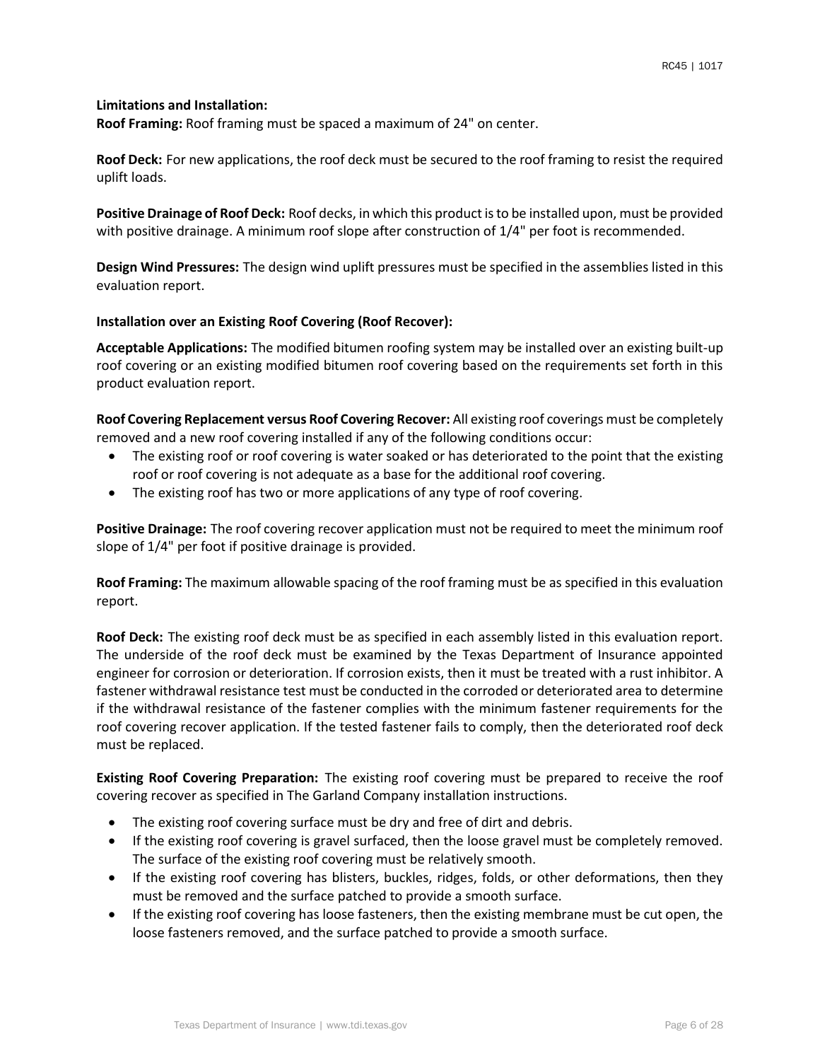**Limitations and Installation:**

**Roof Framing:** Roof framing must be spaced a maximum of 24" on center.

**Roof Deck:** For new applications, the roof deck must be secured to the roof framing to resist the required uplift loads.

**Positive Drainage of Roof Deck:** Roof decks, in which this product is to be installed upon, must be provided with positive drainage. A minimum roof slope after construction of 1/4" per foot is recommended.

**Design Wind Pressures:** The design wind uplift pressures must be specified in the assemblies listed in this evaluation report.

**Installation over an Existing Roof Covering (Roof Recover):**

**Acceptable Applications:** The modified bitumen roofing system may be installed over an existing built-up roof covering or an existing modified bitumen roof covering based on the requirements set forth in this product evaluation report.

**Roof Covering Replacement versus Roof Covering Recover:** All existing roof coverings must be completely removed and a new roof covering installed if any of the following conditions occur:

- The existing roof or roof covering is water soaked or has deteriorated to the point that the existing roof or roof covering is not adequate as a base for the additional roof covering.
- The existing roof has two or more applications of any type of roof covering.

**Positive Drainage:** The roof covering recover application must not be required to meet the minimum roof slope of 1/4" per foot if positive drainage is provided.

**Roof Framing:** The maximum allowable spacing of the roof framing must be as specified in this evaluation report.

**Roof Deck:** The existing roof deck must be as specified in each assembly listed in this evaluation report. The underside of the roof deck must be examined by the Texas Department of Insurance appointed engineer for corrosion or deterioration. If corrosion exists, then it must be treated with a rust inhibitor. A fastener withdrawal resistance test must be conducted in the corroded or deteriorated area to determine if the withdrawal resistance of the fastener complies with the minimum fastener requirements for the roof covering recover application. If the tested fastener fails to comply, then the deteriorated roof deck must be replaced.

**Existing Roof Covering Preparation:** The existing roof covering must be prepared to receive the roof covering recover as specified in The Garland Company installation instructions.

- The existing roof covering surface must be dry and free of dirt and debris.
- If the existing roof covering is gravel surfaced, then the loose gravel must be completely removed. The surface of the existing roof covering must be relatively smooth.
- If the existing roof covering has blisters, buckles, ridges, folds, or other deformations, then they must be removed and the surface patched to provide a smooth surface.
- If the existing roof covering has loose fasteners, then the existing membrane must be cut open, the loose fasteners removed, and the surface patched to provide a smooth surface.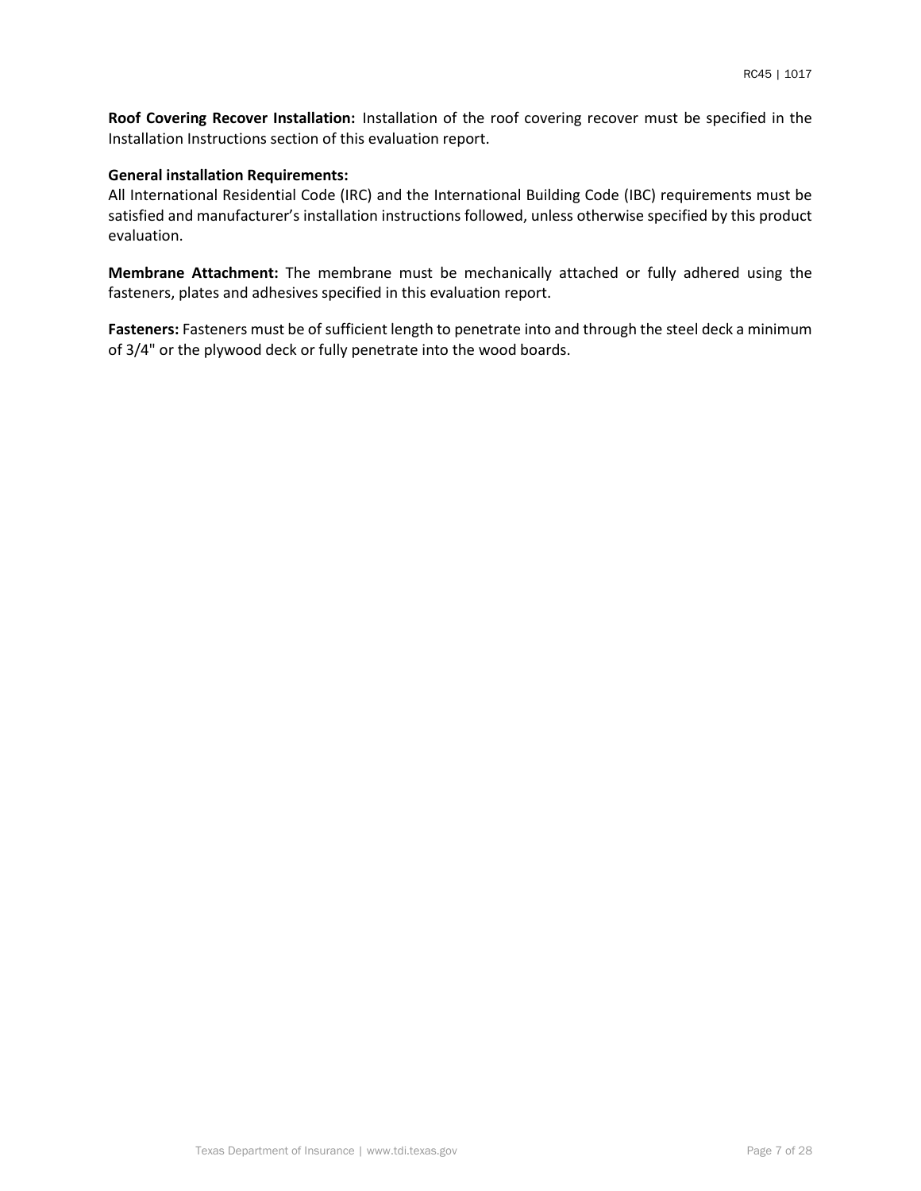**Roof Covering Recover Installation:** Installation of the roof covering recover must be specified in the Installation Instructions section of this evaluation report.

**General installation Requirements:**
All International Residential Code (IRC) and the International Building Code (IBC) requirements must be satisfied and manufacturer's installation instructions followed, unless otherwise specified by this product evaluation.

**Membrane Attachment:** The membrane must be mechanically attached or fully adhered using the fasteners, plates and adhesives specified in this evaluation report.

**Fasteners:** Fasteners must be of sufficient length to penetrate into and through the steel deck a minimum of 3/4" or the plywood deck or fully penetrate into the wood boards.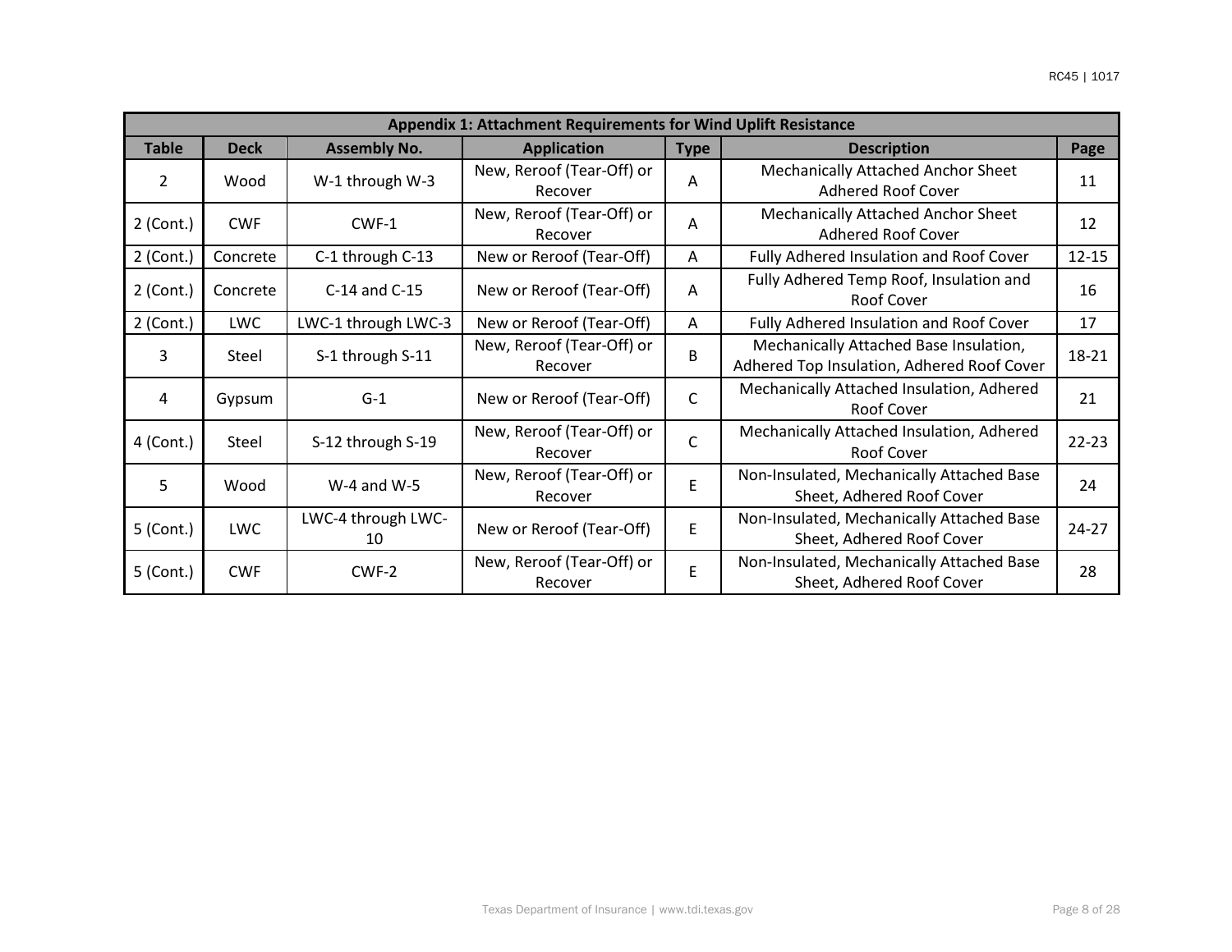| Appendix 1: Attachment Requirements for Wind Uplift Resistance | | | | | | |
|---|---|---|---|---|---|---|
| **Table** | **Deck** | **Assembly No.** | **Application** | **Type** | **Description** | **Page** |
| 2 | Wood | W-1 through W-3 | New, Reroof (Tear-Off) or Recover | A | Mechanically Attached Anchor Sheet Adhered Roof Cover | 11 |
| 2 (Cont.) | CWF | CWF-1 | New, Reroof (Tear-Off) or Recover | A | Mechanically Attached Anchor Sheet Adhered Roof Cover | 12 |
| 2 (Cont.) | Concrete | C-1 through C-13 | New or Reroof (Tear-Off) | A | Fully Adhered Insulation and Roof Cover | 12-15 |
| 2 (Cont.) | Concrete | C-14 and C-15 | New or Reroof (Tear-Off) | A | Fully Adhered Temp Roof, Insulation and Roof Cover | 16 |
| 2 (Cont.) | LWC | LWC-1 through LWC-3 | New or Reroof (Tear-Off) | A | Fully Adhered Insulation and Roof Cover | 17 |
| 3 | Steel | S-1 through S-11 | New, Reroof (Tear-Off) or Recover | B | Mechanically Attached Base Insulation, Adhered Top Insulation, Adhered Roof Cover | 18-21 |
| 4 | Gypsum | G-1 | New or Reroof (Tear-Off) | C | Mechanically Attached Insulation, Adhered Roof Cover | 21 |
| 4 (Cont.) | Steel | S-12 through S-19 | New, Reroof (Tear-Off) or Recover | C | Mechanically Attached Insulation, Adhered Roof Cover | 22-23 |
| 5 | Wood | W-4 and W-5 | New, Reroof (Tear-Off) or Recover | E | Non-Insulated, Mechanically Attached Base Sheet, Adhered Roof Cover | 24 |
| 5 (Cont.) | LWC | LWC-4 through LWC-10 | New or Reroof (Tear-Off) | E | Non-Insulated, Mechanically Attached Base Sheet, Adhered Roof Cover | 24-27 |
| 5 (Cont.) | CWF | CWF-2 | New, Reroof (Tear-Off) or Recover | E | Non-Insulated, Mechanically Attached Base Sheet, Adhered Roof Cover | 28 |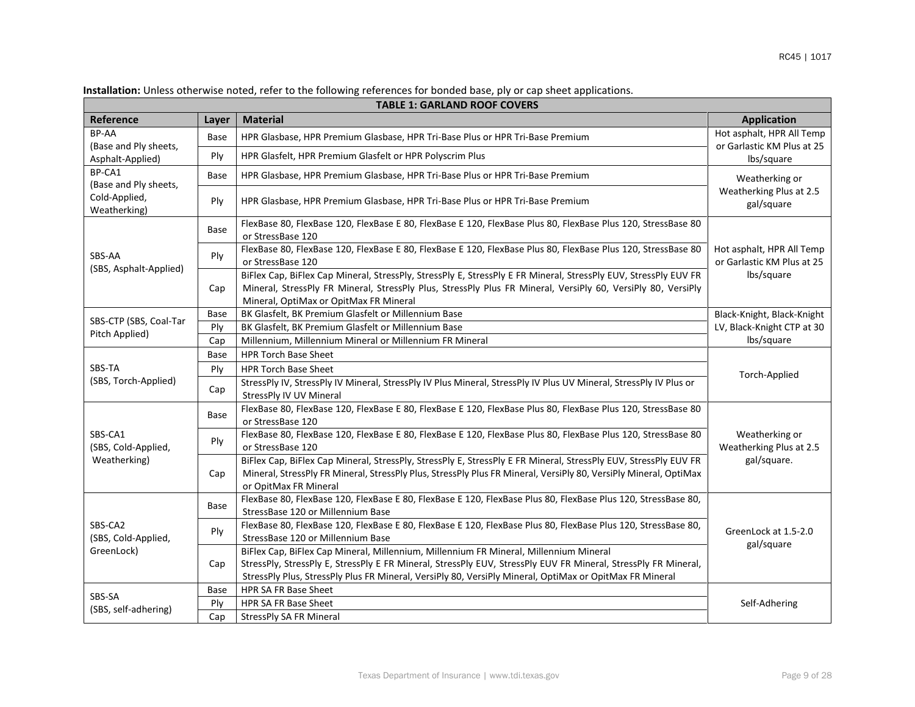**Installation:** Unless otherwise noted, refer to the following references for bonded base, ply or cap sheet applications.

| TABLE 1: GARLAND ROOF COVERS | | | |
|---|---|---|---|
| **Reference** | **Layer** | **Material** | **Application** |
| BP-AA (Base and Ply sheets, Asphalt-Applied) | Base | HPR Glasbase, HPR Premium Glasbase, HPR Tri-Base Plus or HPR Tri-Base Premium | Hot asphalt, HPR All Temp or Garlastic KM Plus at 25 lbs/square |
| | Ply | HPR Glasfelt, HPR Premium Glasfelt or HPR Polyscrim Plus | |
| BP-CA1 (Base and Ply sheets, Cold-Applied, Weatherking) | Base | HPR Glasbase, HPR Premium Glasbase, HPR Tri-Base Plus or HPR Tri-Base Premium | Weatherking or Weatherking Plus at 2.5 gal/square |
| | Ply | HPR Glasbase, HPR Premium Glasbase, HPR Tri-Base Plus or HPR Tri-Base Premium | |
| SBS-AA (SBS, Asphalt-Applied) | Base | FlexBase 80, FlexBase 120, FlexBase E 80, FlexBase E 120, FlexBase Plus 80, FlexBase Plus 120, StressBase 80 or StressBase 120 | Hot asphalt, HPR All Temp or Garlastic KM Plus at 25 lbs/square |
| | Ply | FlexBase 80, FlexBase 120, FlexBase E 80, FlexBase E 120, FlexBase Plus 80, FlexBase Plus 120, StressBase 80 or StressBase 120 | |
| | Cap | BiFlex Cap, BiFlex Cap Mineral, StressPly, StressPly E, StressPly E FR Mineral, StressPly EUV, StressPly EUV FR Mineral, StressPly FR Mineral, StressPly Plus, StressPly Plus FR Mineral, VersiPly 60, VersiPly 80, VersiPly Mineral, OptiMax or OpitMax FR Mineral | |
| SBS-CTP (SBS, Coal-Tar Pitch Applied) | Base | BK Glasfelt, BK Premium Glasfelt or Millennium Base | Black-Knight, Black-Knight LV, Black-Knight CTP at 30 lbs/square |
| | Ply | BK Glasfelt, BK Premium Glasfelt or Millennium Base | |
| | Cap | Millennium, Millennium Mineral or Millennium FR Mineral | |
| SBS-TA (SBS, Torch-Applied) | Base | HPR Torch Base Sheet | Torch-Applied |
| | Ply | HPR Torch Base Sheet | |
| | Cap | StressPly IV, StressPly IV Mineral, StressPly IV Plus Mineral, StressPly IV Plus UV Mineral, StressPly IV Plus or StressPly IV UV Mineral | |
| SBS-CA1 (SBS, Cold-Applied, Weatherking) | Base | FlexBase 80, FlexBase 120, FlexBase E 80, FlexBase E 120, FlexBase Plus 80, FlexBase Plus 120, StressBase 80 or StressBase 120 | Weatherking or Weatherking Plus at 2.5 gal/square. |
| | Ply | FlexBase 80, FlexBase 120, FlexBase E 80, FlexBase E 120, FlexBase Plus 80, FlexBase Plus 120, StressBase 80 or StressBase 120 | |
| | Cap | BiFlex Cap, BiFlex Cap Mineral, StressPly, StressPly E, StressPly E FR Mineral, StressPly EUV, StressPly EUV FR Mineral, StressPly FR Mineral, StressPly Plus, StressPly Plus FR Mineral, VersiPly 80, VersiPly Mineral, OptiMax or OpitMax FR Mineral | |
| SBS-CA2 (SBS, Cold-Applied, GreenLock) | Base | FlexBase 80, FlexBase 120, FlexBase E 80, FlexBase E 120, FlexBase Plus 80, FlexBase Plus 120, StressBase 80, StressBase 120 or Millennium Base | GreenLock at 1.5-2.0 gal/square |
| | Ply | FlexBase 80, FlexBase 120, FlexBase E 80, FlexBase E 120, FlexBase Plus 80, FlexBase Plus 120, StressBase 80, StressBase 120 or Millennium Base | |
| | Cap | BiFlex Cap, BiFlex Cap Mineral, Millennium, Millennium FR Mineral, Millennium Mineral StressPly, StressPly E, StressPly E FR Mineral, StressPly EUV, StressPly EUV FR Mineral, StressPly FR Mineral, StressPly Plus, StressPly Plus FR Mineral, VersiPly 80, VersiPly Mineral, OptiMax or OpitMax FR Mineral | |
| SBS-SA (SBS, self-adhering) | Base | HPR SA FR Base Sheet | Self-Adhering |
| | Ply | HPR SA FR Base Sheet | |
| | Cap | StressPly SA FR Mineral | |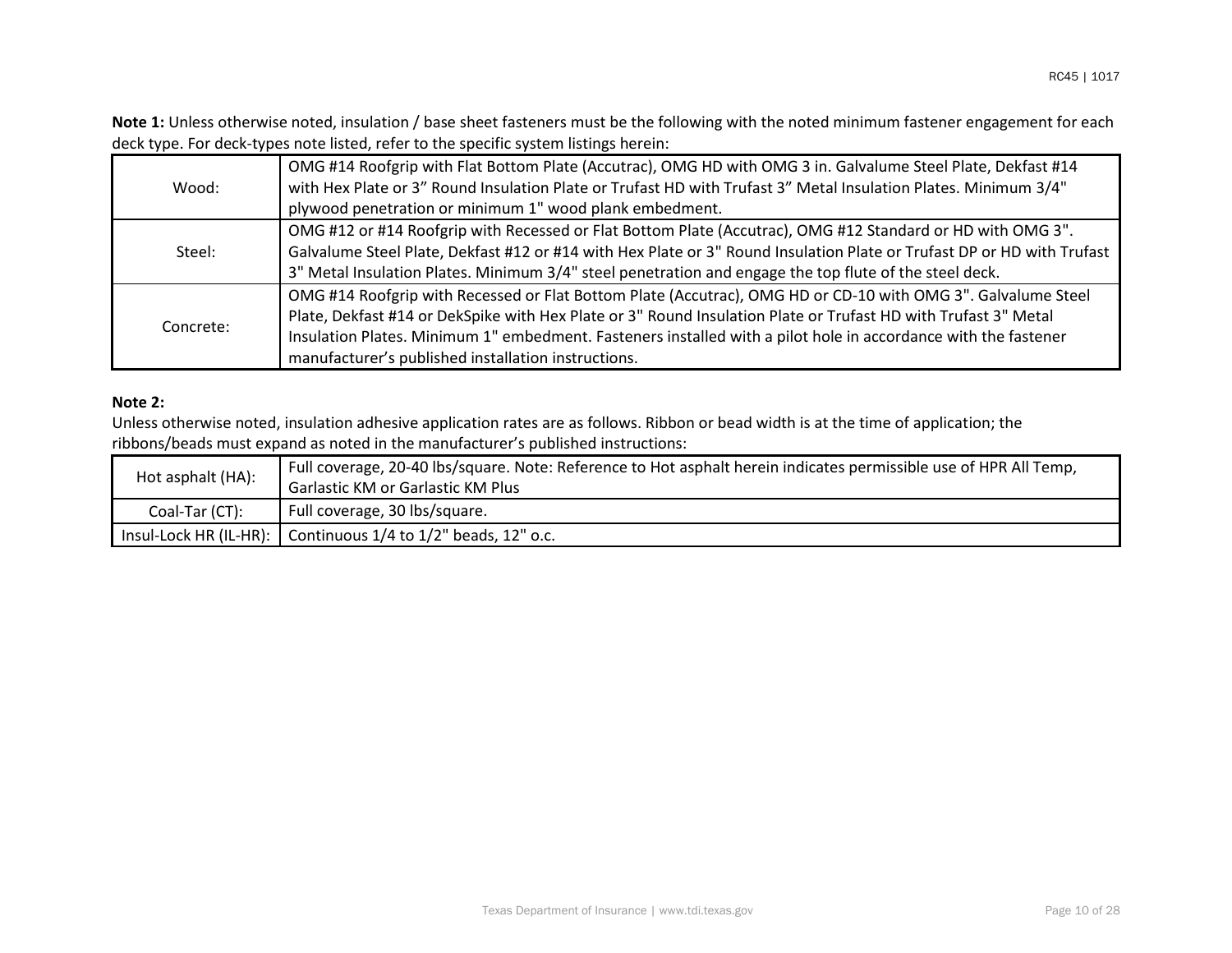**Note 1:** Unless otherwise noted, insulation / base sheet fasteners must be the following with the noted minimum fastener engagement for each deck type. For deck-types note listed, refer to the specific system listings herein:

| | |
|---|---|
| Wood: | OMG #14 Roofgrip with Flat Bottom Plate (Accutrac), OMG HD with OMG 3 in. Galvalume Steel Plate, Dekfast #14 with Hex Plate or 3" Round Insulation Plate or Trufast HD with Trufast 3" Metal Insulation Plates. Minimum 3/4" plywood penetration or minimum 1" wood plank embedment. |
| Steel: | OMG #12 or #14 Roofgrip with Recessed or Flat Bottom Plate (Accutrac), OMG #12 Standard or HD with OMG 3". Galvalume Steel Plate, Dekfast #12 or #14 with Hex Plate or 3" Round Insulation Plate or Trufast DP or HD with Trufast 3" Metal Insulation Plates. Minimum 3/4" steel penetration and engage the top flute of the steel deck. |
| Concrete: | OMG #14 Roofgrip with Recessed or Flat Bottom Plate (Accutrac), OMG HD or CD-10 with OMG 3". Galvalume Steel Plate, Dekfast #14 or DekSpike with Hex Plate or 3" Round Insulation Plate or Trufast HD with Trufast 3" Metal Insulation Plates. Minimum 1" embedment. Fasteners installed with a pilot hole in accordance with the fastener manufacturer's published installation instructions. |

**Note 2:**

Unless otherwise noted, insulation adhesive application rates are as follows. Ribbon or bead width is at the time of application; the ribbons/beads must expand as noted in the manufacturer's published instructions:

| | |
|---|---|
| Hot asphalt (HA): | Full coverage, 20-40 lbs/square. Note: Reference to Hot asphalt herein indicates permissible use of HPR All Temp, Garlastic KM or Garlastic KM Plus |
| Coal-Tar (CT): | Full coverage, 30 lbs/square. |
| Insul-Lock HR (IL-HR): | Continuous 1/4 to 1/2" beads, 12" o.c. |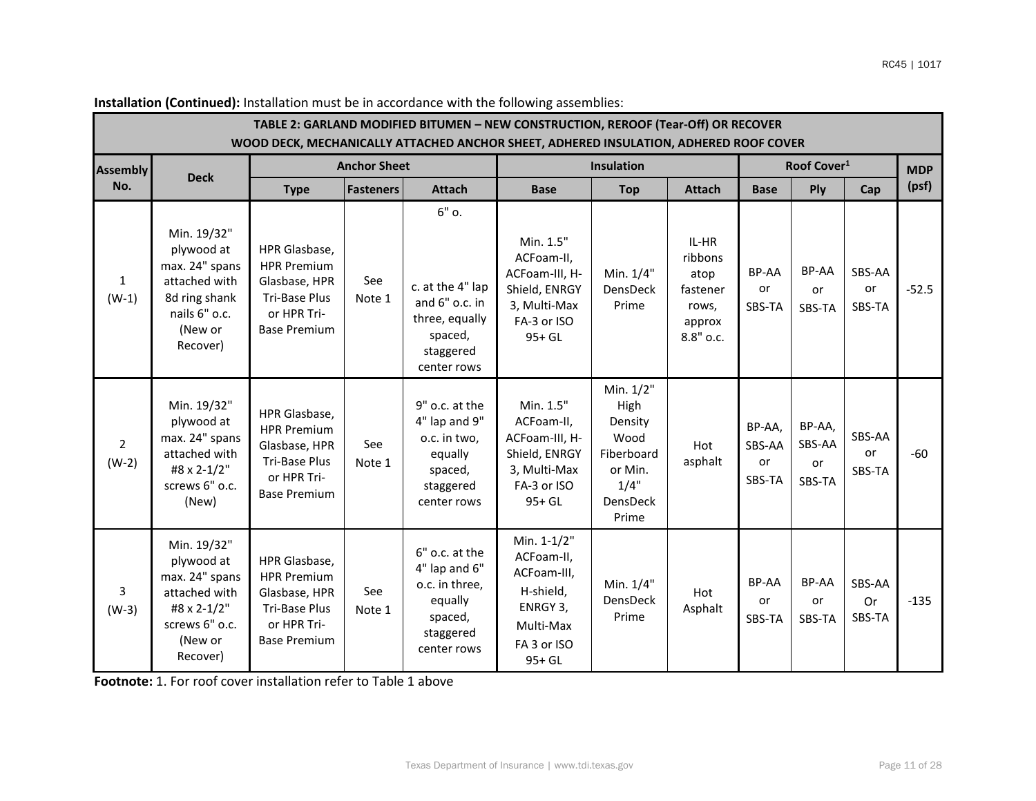**Installation (Continued):** Installation must be in accordance with the following assemblies:

| TABLE 2: GARLAND MODIFIED BITUMEN – NEW CONSTRUCTION, REROOF (Tear-Off) OR RECOVER WOOD DECK, MECHANICALLY ATTACHED ANCHOR SHEET, ADHERED INSULATION, ADHERED ROOF COVER | | | | | | | | | | | |
|---|---|---|---|---|---|---|---|---|---|---|---|
| Assembly No. | Deck | Anchor Sheet | | | Insulation | | | Roof Cover[1] | | | MDP (psf) |
| | | Type | Fasteners | Attach | Base | Top | Attach | Base | Ply | Cap | |
| 1 (W-1) | Min. 19/32" plywood at max. 24" spans attached with 8d ring shank nails 6" o.c. (New or Recover) | HPR Glasbase, HPR Premium Glasbase, HPR Tri-Base Plus or HPR Tri-Base Premium | See Note 1 | 6" o. c. at the 4" lap and 6" o.c. in three, equally spaced, staggered center rows | Min. 1.5" ACFoam-II, ACFoam-III, H-Shield, ENRGY 3, Multi-Max FA-3 or ISO 95+ GL | Min. 1/4" DensDeck Prime | IL-HR ribbons atop fastener rows, approx 8.8" o.c. | BP-AA or SBS-TA | BP-AA or SBS-TA | SBS-AA or SBS-TA | -52.5 |
| 2 (W-2) | Min. 19/32" plywood at max. 24" spans attached with #8 x 2-1/2" screws 6" o.c. (New) | HPR Glasbase, HPR Premium Glasbase, HPR Tri-Base Plus or HPR Tri-Base Premium | See Note 1 | 9" o.c. at the 4" lap and 9" o.c. in two, equally spaced, staggered center rows | Min. 1.5" ACFoam-II, ACFoam-III, H-Shield, ENRGY 3, Multi-Max FA-3 or ISO 95+ GL | Min. 1/2" High Density Wood Fiberboard or Min. 1/4" DensDeck Prime | Hot asphalt | BP-AA, SBS-AA or SBS-TA | BP-AA, SBS-AA or SBS-TA | SBS-AA or SBS-TA | -60 |
| 3 (W-3) | Min. 19/32" plywood at max. 24" spans attached with #8 x 2-1/2" screws 6" o.c. (New or Recover) | HPR Glasbase, HPR Premium Glasbase, HPR Tri-Base Plus or HPR Tri-Base Premium | See Note 1 | 6" o.c. at the 4" lap and 6" o.c. in three, equally spaced, staggered center rows | Min. 1-1/2" ACFoam-II, ACFoam-III, H-shield, ENRGY 3, Multi-Max FA 3 or ISO 95+ GL | Min. 1/4" DensDeck Prime | Hot Asphalt | BP-AA or SBS-TA | BP-AA or SBS-TA | SBS-AA Or SBS-TA | -135 |

**Footnote:** 1. For roof cover installation refer to Table 1 above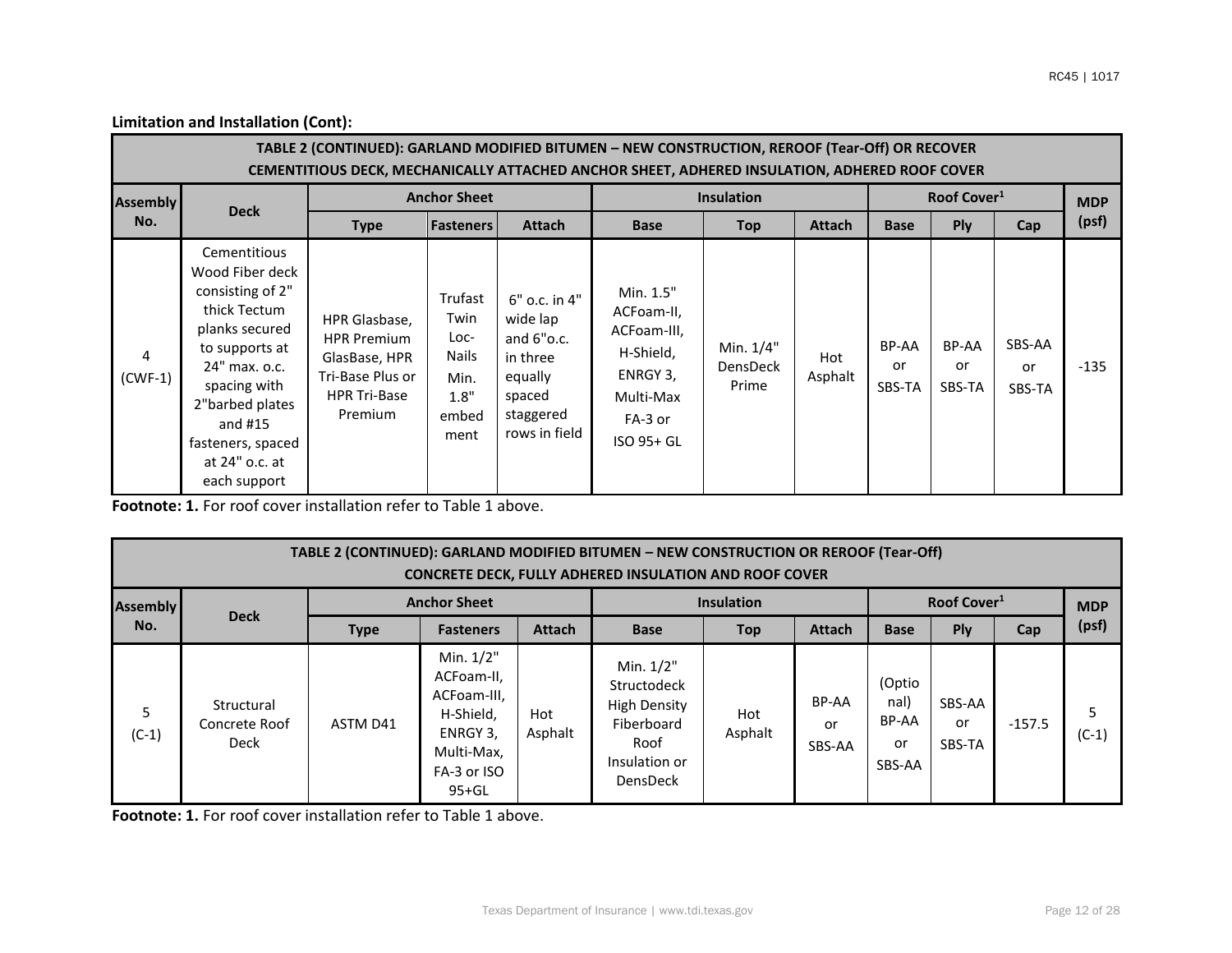**Limitation and Installation (Cont):**

| TABLE 2 (CONTINUED): GARLAND MODIFIED BITUMEN – NEW CONSTRUCTION, REROOF (Tear-Off) OR RECOVER CEMENTITIOUS DECK, MECHANICALLY ATTACHED ANCHOR SHEET, ADHERED INSULATION, ADHERED ROOF COVER | | | | | | | | | | | |
|---|---|---|---|---|---|---|---|---|---|---|---|
| **Assembly No.** | **Deck** | **Anchor Sheet** | | | **Insulation** | | | **Roof Cover[1]** | | | **MDP (psf)** |
| | | **Type** | **Fasteners** | **Attach** | **Base** | **Top** | **Attach** | **Base** | **Ply** | **Cap** | |
| 4 (CWF-1) | Cementitious Wood Fiber deck consisting of 2" thick Tectum planks secured to supports at 24" max. o.c. spacing with 2"barbed plates and #15 fasteners, spaced at 24" o.c. at each support | HPR Glasbase, HPR Premium GlasBase, HPR Tri-Base Plus or HPR Tri-Base Premium | Trufast Twin Loc-Nails Min. 1.8" embed ment | 6" o.c. in 4" wide lap and 6"o.c. in three equally spaced staggered rows in field | Min. 1.5" ACFoam-II, ACFoam-III, H-Shield, ENRGY 3, Multi-Max FA-3 or ISO 95+ GL | Min. 1/4" DensDeck Prime | Hot Asphalt | BP-AA or SBS-TA | BP-AA or SBS-TA | SBS-AA or SBS-TA | -135 |

**Footnote: 1.** For roof cover installation refer to Table 1 above.

| TABLE 2 (CONTINUED): GARLAND MODIFIED BITUMEN – NEW CONSTRUCTION OR REROOF (Tear-Off) CONCRETE DECK, FULLY ADHERED INSULATION AND ROOF COVER | | | | | | | | | | | |
|---|---|---|---|---|---|---|---|---|---|---|---|
| **Assembly No.** | **Deck** | **Anchor Sheet** | | | **Insulation** | | | **Roof Cover[1]** | | | **MDP (psf)** |
| | | **Type** | **Fasteners** | **Attach** | **Base** | **Top** | **Attach** | **Base** | **Ply** | **Cap** | |
| 5 (C-1) | Structural Concrete Roof Deck | ASTM D41 | Min. 1/2" ACFoam-II, ACFoam-III, H-Shield, ENRGY 3, Multi-Max, FA-3 or ISO 95+GL | Hot Asphalt | Min. 1/2" Structodeck High Density Fiberboard Roof Insulation or DensDeck | Hot Asphalt | BP-AA or SBS-AA | (Optional) BP-AA or SBS-AA | SBS-AA or SBS-TA | -157.5 | 5 (C-1) |

**Footnote: 1.** For roof cover installation refer to Table 1 above.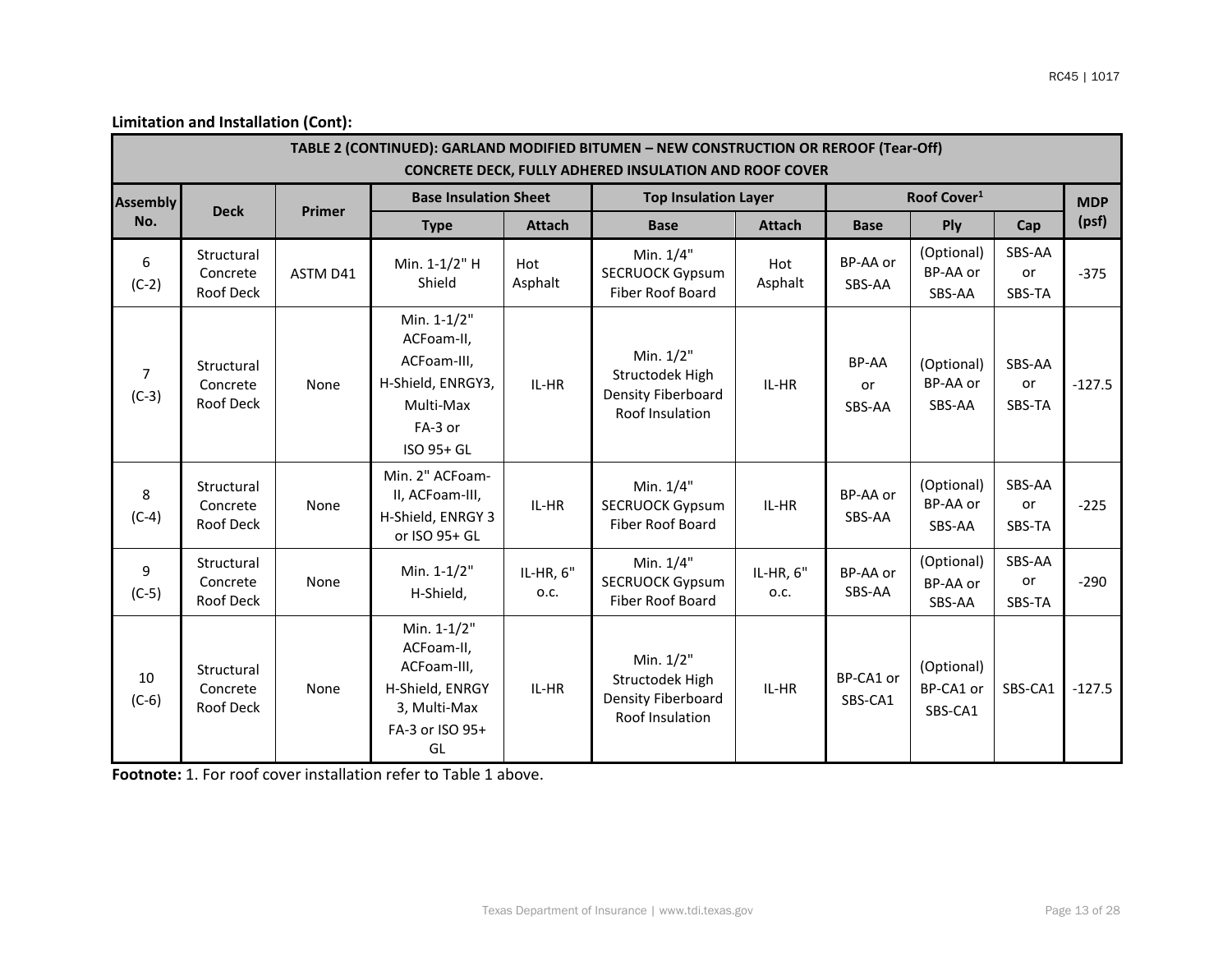**Limitation and Installation (Cont):**

| TABLE 2 (CONTINUED): GARLAND MODIFIED BITUMEN – NEW CONSTRUCTION OR REROOF (Tear-Off) CONCRETE DECK, FULLY ADHERED INSULATION AND ROOF COVER | | | | | | | | | | |
|---|---|---|---|---|---|---|---|---|---|---|
| Assembly No. | Deck | Primer | Base Insulation Sheet | | Top Insulation Layer | | Roof Cover[1] | | | MDP (psf) |
| | | | Type | Attach | Base | Attach | Base | Ply | Cap | |
| 6 (C-2) | Structural Concrete Roof Deck | ASTM D41 | Min. 1-1/2" H Shield | Hot Asphalt | Min. 1/4" SECRUOCK Gypsum Fiber Roof Board | Hot Asphalt | BP-AA or SBS-AA | (Optional) BP-AA or SBS-AA | SBS-AA or SBS-TA | -375 |
| 7 (C-3) | Structural Concrete Roof Deck | None | Min. 1-1/2" ACFoam-II, ACFoam-III, H-Shield, ENRGY3, Multi-Max FA-3 or ISO 95+ GL | IL-HR | Min. 1/2" Structodek High Density Fiberboard Roof Insulation | IL-HR | BP-AA or SBS-AA | (Optional) BP-AA or SBS-AA | SBS-AA or SBS-TA | -127.5 |
| 8 (C-4) | Structural Concrete Roof Deck | None | Min. 2" ACFoam-II, ACFoam-III, H-Shield, ENRGY 3 or ISO 95+ GL | IL-HR | Min. 1/4" SECRUOCK Gypsum Fiber Roof Board | IL-HR | BP-AA or SBS-AA | (Optional) BP-AA or SBS-AA | SBS-AA or SBS-TA | -225 |
| 9 (C-5) | Structural Concrete Roof Deck | None | Min. 1-1/2" H-Shield, | IL-HR, 6" o.c. | Min. 1/4" SECRUOCK Gypsum Fiber Roof Board | IL-HR, 6" o.c. | BP-AA or SBS-AA | (Optional) BP-AA or SBS-AA | SBS-AA or SBS-TA | -290 |
| 10 (C-6) | Structural Concrete Roof Deck | None | Min. 1-1/2" ACFoam-II, ACFoam-III, H-Shield, ENRGY 3, Multi-Max FA-3 or ISO 95+ GL | IL-HR | Min. 1/2" Structodek High Density Fiberboard Roof Insulation | IL-HR | BP-CA1 or SBS-CA1 | (Optional) BP-CA1 or SBS-CA1 | SBS-CA1 | -127.5 |

**Footnote:** 1. For roof cover installation refer to Table 1 above.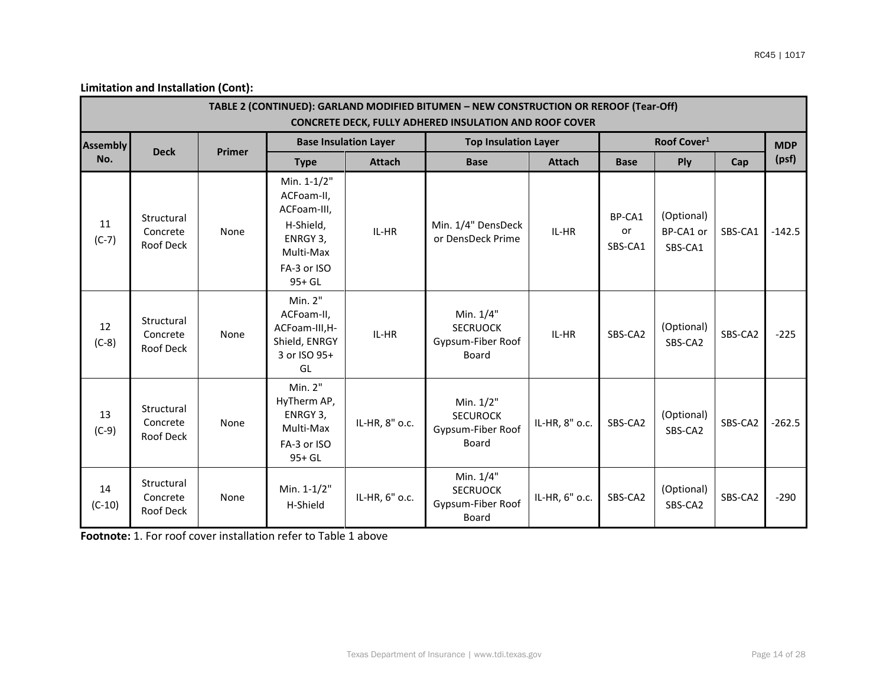**Limitation and Installation (Cont):**

| TABLE 2 (CONTINUED): GARLAND MODIFIED BITUMEN – NEW CONSTRUCTION OR REROOF (Tear-Off) CONCRETE DECK, FULLY ADHERED INSULATION AND ROOF COVER | | | | | | | | | | |
|---|---|---|---|---|---|---|---|---|---|---|
| Assembly No. | Deck | Primer | Base Insulation Layer | | Top Insulation Layer | | Roof Cover[1] | | | MDP (psf) |
| | | | Type | Attach | Base | Attach | Base | Ply | Cap | |
| 11 (C-7) | Structural Concrete Roof Deck | None | Min. 1-1/2" ACFoam-II, ACFoam-III, H-Shield, ENRGY 3, Multi-Max FA-3 or ISO 95+ GL | IL-HR | Min. 1/4" DensDeck or DensDeck Prime | IL-HR | BP-CA1 or SBS-CA1 | (Optional) BP-CA1 or SBS-CA1 | SBS-CA1 | -142.5 |
| 12 (C-8) | Structural Concrete Roof Deck | None | Min. 2" ACFoam-II, ACFoam-III,H-Shield, ENRGY 3 or ISO 95+ GL | IL-HR | Min. 1/4" SECRUOCK Gypsum-Fiber Roof Board | IL-HR | SBS-CA2 | (Optional) SBS-CA2 | SBS-CA2 | -225 |
| 13 (C-9) | Structural Concrete Roof Deck | None | Min. 2" HyTherm AP, ENRGY 3, Multi-Max FA-3 or ISO 95+ GL | IL-HR, 8" o.c. | Min. 1/2" SECUROCK Gypsum-Fiber Roof Board | IL-HR, 8" o.c. | SBS-CA2 | (Optional) SBS-CA2 | SBS-CA2 | -262.5 |
| 14 (C-10) | Structural Concrete Roof Deck | None | Min. 1-1/2" H-Shield | IL-HR, 6" o.c. | Min. 1/4" SECRUOCK Gypsum-Fiber Roof Board | IL-HR, 6" o.c. | SBS-CA2 | (Optional) SBS-CA2 | SBS-CA2 | -290 |

**Footnote:** 1. For roof cover installation refer to Table 1 above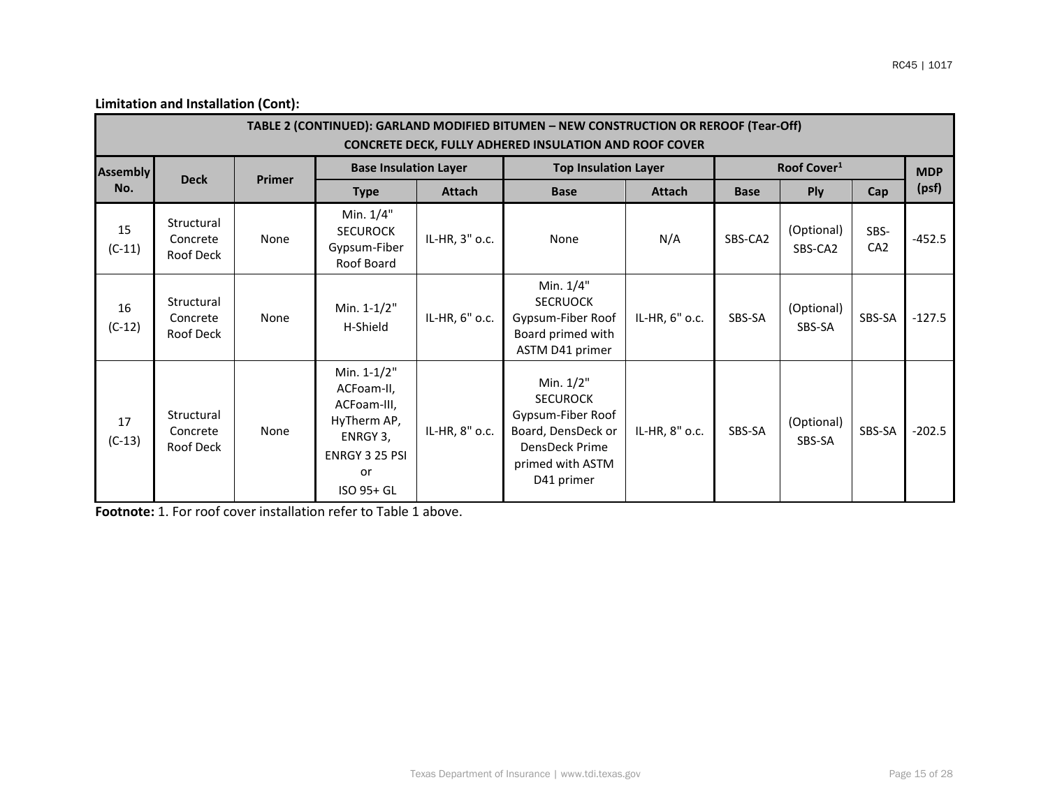**Limitation and Installation (Cont):**

| TABLE 2 (CONTINUED): GARLAND MODIFIED BITUMEN – NEW CONSTRUCTION OR REROOF (Tear-Off) CONCRETE DECK, FULLY ADHERED INSULATION AND ROOF COVER | | | | | | | | | | |
|---|---|---|---|---|---|---|---|---|---|---|
| Assembly No. | Deck | Primer | Base Insulation Layer | | Top Insulation Layer | | Roof Cover[1] | | | MDP (psf) |
| | | | Type | Attach | Base | Attach | Base | Ply | Cap | |
| 15 (C-11) | Structural Concrete Roof Deck | None | Min. 1/4" SECUROCK Gypsum-Fiber Roof Board | IL-HR, 3" o.c. | None | N/A | SBS-CA2 | (Optional) SBS-CA2 | SBS-CA2 | -452.5 |
| 16 (C-12) | Structural Concrete Roof Deck | None | Min. 1-1/2" H-Shield | IL-HR, 6" o.c. | Min. 1/4" SECRUOCK Gypsum-Fiber Roof Board primed with ASTM D41 primer | IL-HR, 6" o.c. | SBS-SA | (Optional) SBS-SA | SBS-SA | -127.5 |
| 17 (C-13) | Structural Concrete Roof Deck | None | Min. 1-1/2" ACFoam-II, ACFoam-III, HyTherm AP, ENRGY 3, ENRGY 3 25 PSI or ISO 95+ GL | IL-HR, 8" o.c. | Min. 1/2" SECUROCK Gypsum-Fiber Roof Board, DensDeck or DensDeck Prime primed with ASTM D41 primer | IL-HR, 8" o.c. | SBS-SA | (Optional) SBS-SA | SBS-SA | -202.5 |

**Footnote:** 1. For roof cover installation refer to Table 1 above.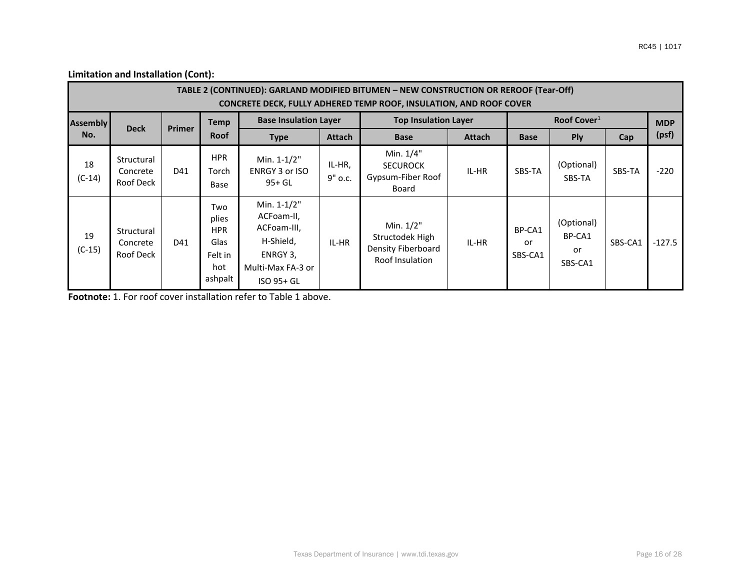**Limitation and Installation (Cont):**

| TABLE 2 (CONTINUED): GARLAND MODIFIED BITUMEN – NEW CONSTRUCTION OR REROOF (Tear-Off) CONCRETE DECK, FULLY ADHERED TEMP ROOF, INSULATION, AND ROOF COVER | | | | | | | | | | | |
|---|---|---|---|---|---|---|---|---|---|---|---|
| Assembly No. | Deck | Primer | Temp Roof | Base Insulation Layer | | Top Insulation Layer | | Roof Cover[1] | | | MDP (psf) |
| | | | | Type | Attach | Base | Attach | Base | Ply | Cap | |
| 18 (C-14) | Structural Concrete Roof Deck | D41 | HPR Torch Base | Min. 1-1/2" ENRGY 3 or ISO 95+ GL | IL-HR, 9" o.c. | Min. 1/4" SECUROCK Gypsum-Fiber Roof Board | IL-HR | SBS-TA | (Optional) SBS-TA | SBS-TA | -220 |
| 19 (C-15) | Structural Concrete Roof Deck | D41 | Two plies HPR Glas Felt in hot ashpalt | Min. 1-1/2" ACFoam-II, ACFoam-III, H-Shield, ENRGY 3, Multi-Max FA-3 or ISO 95+ GL | IL-HR | Min. 1/2" Structodek High Density Fiberboard Roof Insulation | IL-HR | BP-CA1 or SBS-CA1 | (Optional) BP-CA1 or SBS-CA1 | SBS-CA1 | -127.5 |

**Footnote:** 1. For roof cover installation refer to Table 1 above.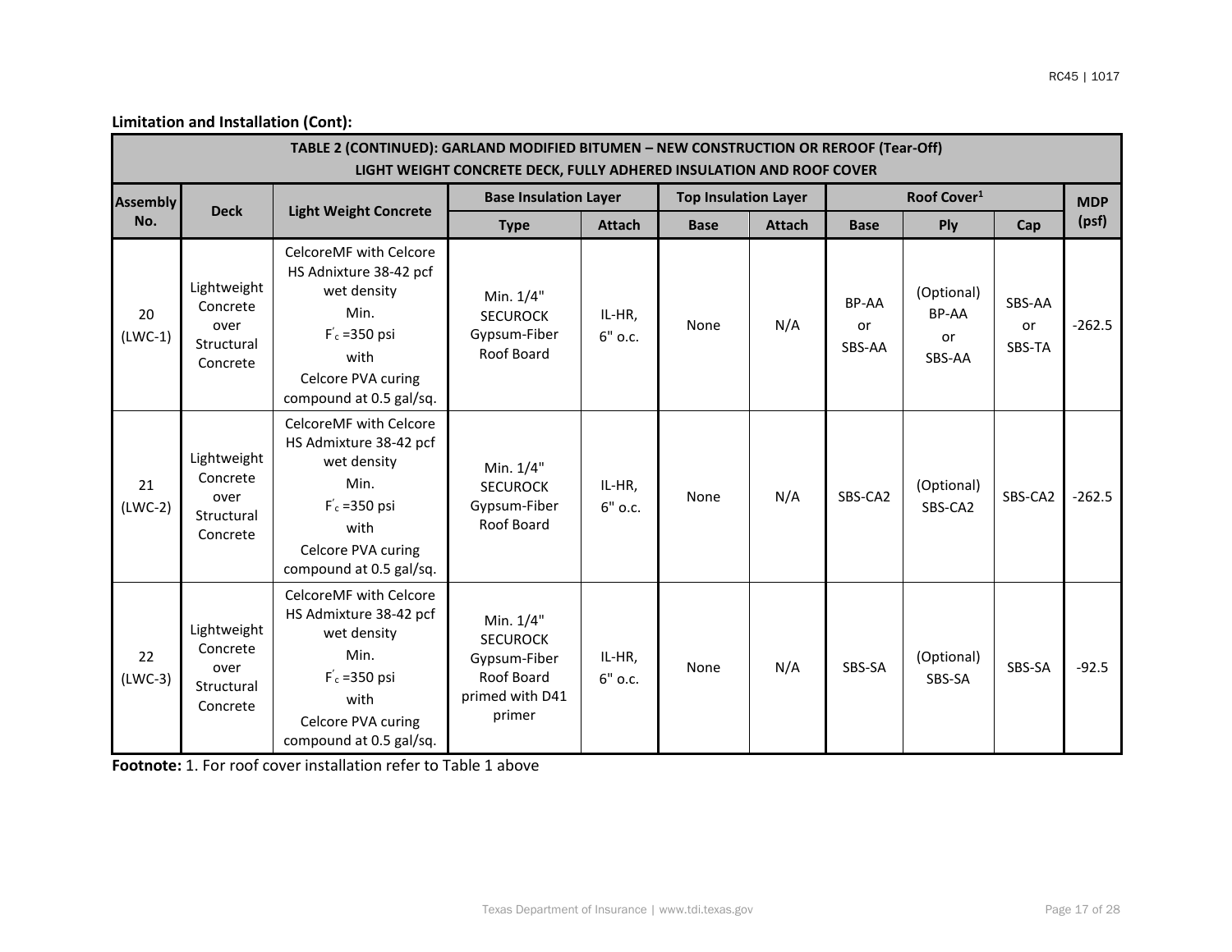**Limitation and Installation (Cont):**

| TABLE 2 (CONTINUED): GARLAND MODIFIED BITUMEN – NEW CONSTRUCTION OR REROOF (Tear-Off) LIGHT WEIGHT CONCRETE DECK, FULLY ADHERED INSULATION AND ROOF COVER | | | | | | | | | | |
|---|---|---|---|---|---|---|---|---|---|---|
| Assembly No. | Deck | Light Weight Concrete | Base Insulation Layer | | Top Insulation Layer | | Roof Cover[1] | | | MDP (psf) |
| | | | Type | Attach | Base | Attach | Base | Ply | Cap | |
| 20 (LWC-1) | Lightweight Concrete over Structural Concrete | CelcoreMF with Celcore HS Adnixture 38-42 pcf wet density Min. $F'_c$ =350 psi with Celcore PVA curing compound at 0.5 gal/sq. | Min. 1/4" SECUROCK Gypsum-Fiber Roof Board | IL-HR, 6" o.c. | None | N/A | BP-AA or SBS-AA | (Optional) BP-AA or SBS-AA | SBS-AA or SBS-TA | -262.5 |
| 21 (LWC-2) | Lightweight Concrete over Structural Concrete | CelcoreMF with Celcore HS Admixture 38-42 pcf wet density Min. $F'_c$ =350 psi with Celcore PVA curing compound at 0.5 gal/sq. | Min. 1/4" SECUROCK Gypsum-Fiber Roof Board | IL-HR, 6" o.c. | None | N/A | SBS-CA2 | (Optional) SBS-CA2 | SBS-CA2 | -262.5 |
| 22 (LWC-3) | Lightweight Concrete over Structural Concrete | CelcoreMF with Celcore HS Admixture 38-42 pcf wet density Min. $F'_c$ =350 psi with Celcore PVA curing compound at 0.5 gal/sq. | Min. 1/4" SECUROCK Gypsum-Fiber Roof Board primed with D41 primer | IL-HR, 6" o.c. | None | N/A | SBS-SA | (Optional) SBS-SA | SBS-SA | -92.5 |

**Footnote:** 1. For roof cover installation refer to Table 1 above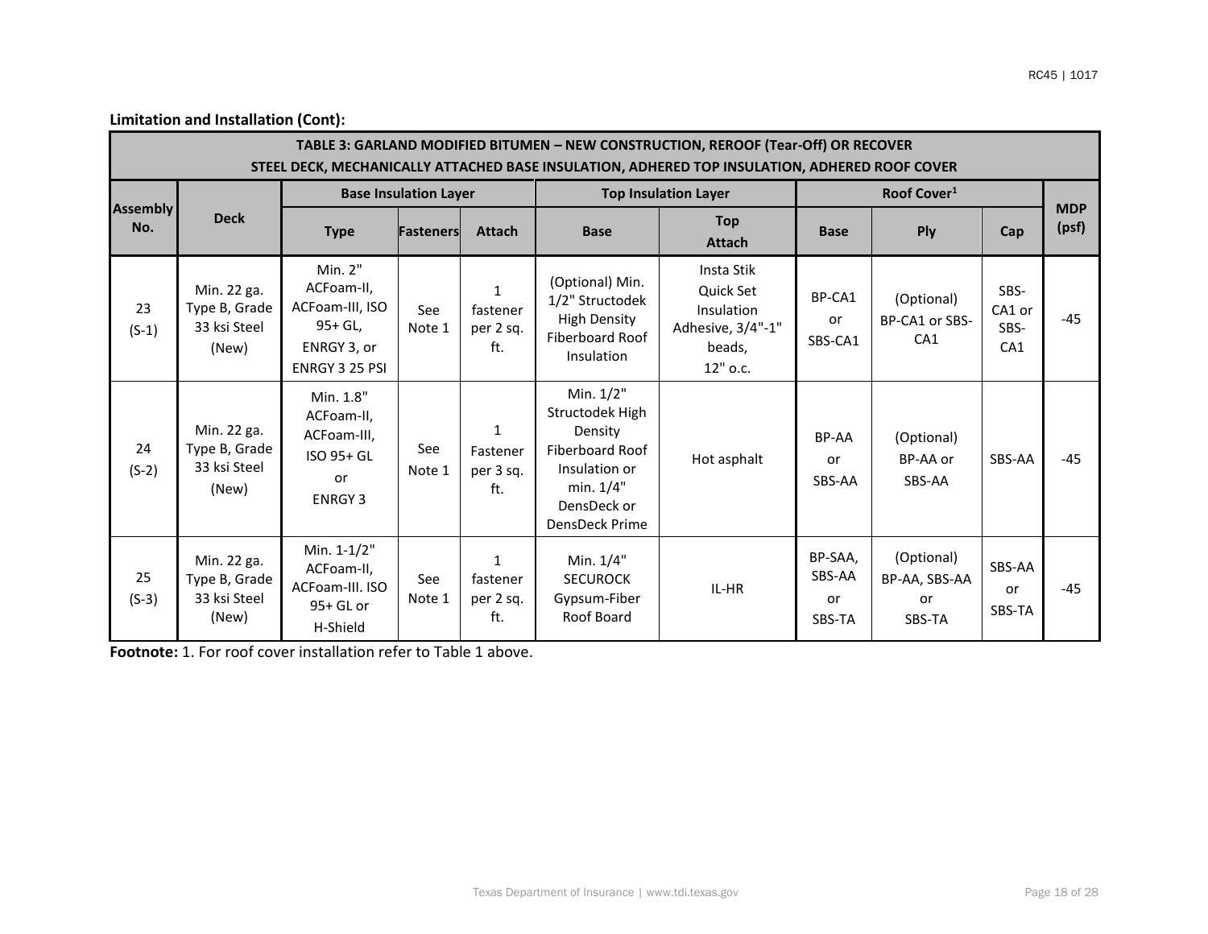**Limitation and Installation (Cont):**

| TABLE 3: GARLAND MODIFIED BITUMEN – NEW CONSTRUCTION, REROOF (Tear-Off) OR RECOVER STEEL DECK, MECHANICALLY ATTACHED BASE INSULATION, ADHERED TOP INSULATION, ADHERED ROOF COVER | | | | | | | | | | |
|---|---|---|---|---|---|---|---|---|---|---|
| Assembly No. | Deck | Base Insulation Layer | | | Top Insulation Layer | | Roof Cover[1] | | | MDP (psf) |
| | | Type | Fasteners | Attach | Base | Top Attach | Base | Ply | Cap | |
| 23 (S-1) | Min. 22 ga. Type B, Grade 33 ksi Steel (New) | Min. 2" ACFoam-II, ACFoam-III, ISO 95+ GL, ENRGY 3, or ENRGY 3 25 PSI | See Note 1 | 1 fastener per 2 sq. ft. | (Optional) Min. 1/2" Structodek High Density Fiberboard Roof Insulation | Insta Stik Quick Set Insulation Adhesive, 3/4"-1" beads, 12" o.c. | BP-CA1 or SBS-CA1 | (Optional) BP-CA1 or SBS-CA1 | SBS-CA1 or SBS-CA1 | -45 |
| 24 (S-2) | Min. 22 ga. Type B, Grade 33 ksi Steel (New) | Min. 1.8" ACFoam-II, ACFoam-III, ISO 95+ GL or ENRGY 3 | See Note 1 | 1 Fastener per 3 sq. ft. | Min. 1/2" Structodek High Density Fiberboard Roof Insulation or min. 1/4" DensDeck or DensDeck Prime | Hot asphalt | BP-AA or SBS-AA | (Optional) BP-AA or SBS-AA | SBS-AA | -45 |
| 25 (S-3) | Min. 22 ga. Type B, Grade 33 ksi Steel (New) | Min. 1-1/2" ACFoam-II, ACFoam-III. ISO 95+ GL or H-Shield | See Note 1 | 1 fastener per 2 sq. ft. | Min. 1/4" SECUROCK Gypsum-Fiber Roof Board | IL-HR | BP-SAA, SBS-AA or SBS-TA | (Optional) BP-AA, SBS-AA or SBS-TA | SBS-AA or SBS-TA | -45 |

**Footnote:** 1. For roof cover installation refer to Table 1 above.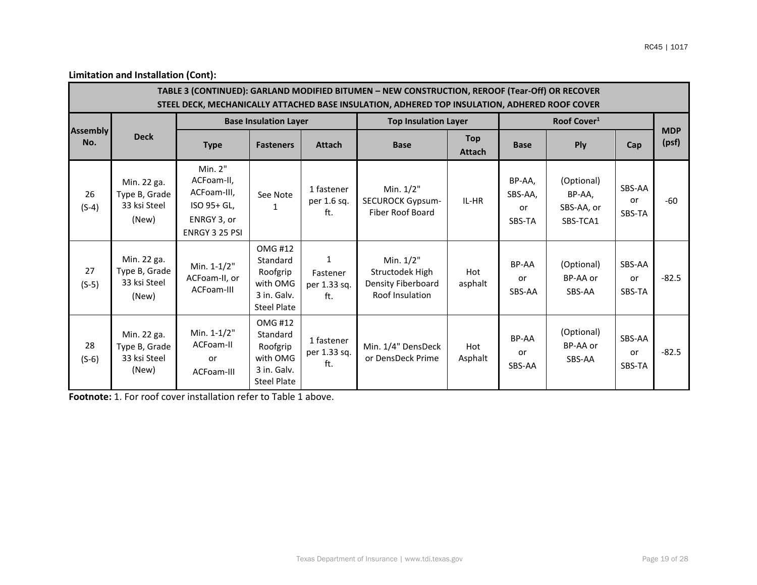**Limitation and Installation (Cont):**

| TABLE 3 (CONTINUED): GARLAND MODIFIED BITUMEN – NEW CONSTRUCTION, REROOF (Tear-Off) OR RECOVER STEEL DECK, MECHANICALLY ATTACHED BASE INSULATION, ADHERED TOP INSULATION, ADHERED ROOF COVER | | | | | | | | | | |
|---|---|---|---|---|---|---|---|---|---|---|
| Assembly No. | Deck | Base Insulation Layer | | | Top Insulation Layer | | Roof Cover[1] | | | MDP (psf) |
| | | Type | Fasteners | Attach | Base | Top Attach | Base | Ply | Cap | |
| 26 (S-4) | Min. 22 ga. Type B, Grade 33 ksi Steel (New) | Min. 2" ACFoam-II, ACFoam-III, ISO 95+ GL, ENRGY 3, or ENRGY 3 25 PSI | See Note 1 | 1 fastener per 1.6 sq. ft. | Min. 1/2" SECUROCK Gypsum-Fiber Roof Board | IL-HR | BP-AA, SBS-AA, or SBS-TA | (Optional) BP-AA, SBS-AA, or SBS-TCA1 | SBS-AA or SBS-TA | -60 |
| 27 (S-5) | Min. 22 ga. Type B, Grade 33 ksi Steel (New) | Min. 1-1/2" ACFoam-II, or ACFoam-III | OMG #12 Standard Roofgrip with OMG 3 in. Galv. Steel Plate | 1 Fastener per 1.33 sq. ft. | Min. 1/2" Structodek High Density Fiberboard Roof Insulation | Hot asphalt | BP-AA or SBS-AA | (Optional) BP-AA or SBS-AA | SBS-AA or SBS-TA | -82.5 |
| 28 (S-6) | Min. 22 ga. Type B, Grade 33 ksi Steel (New) | Min. 1-1/2" ACFoam-II or ACFoam-III | OMG #12 Standard Roofgrip with OMG 3 in. Galv. Steel Plate | 1 fastener per 1.33 sq. ft. | Min. 1/4" DensDeck or DensDeck Prime | Hot Asphalt | BP-AA or SBS-AA | (Optional) BP-AA or SBS-AA | SBS-AA or SBS-TA | -82.5 |

**Footnote:** 1. For roof cover installation refer to Table 1 above.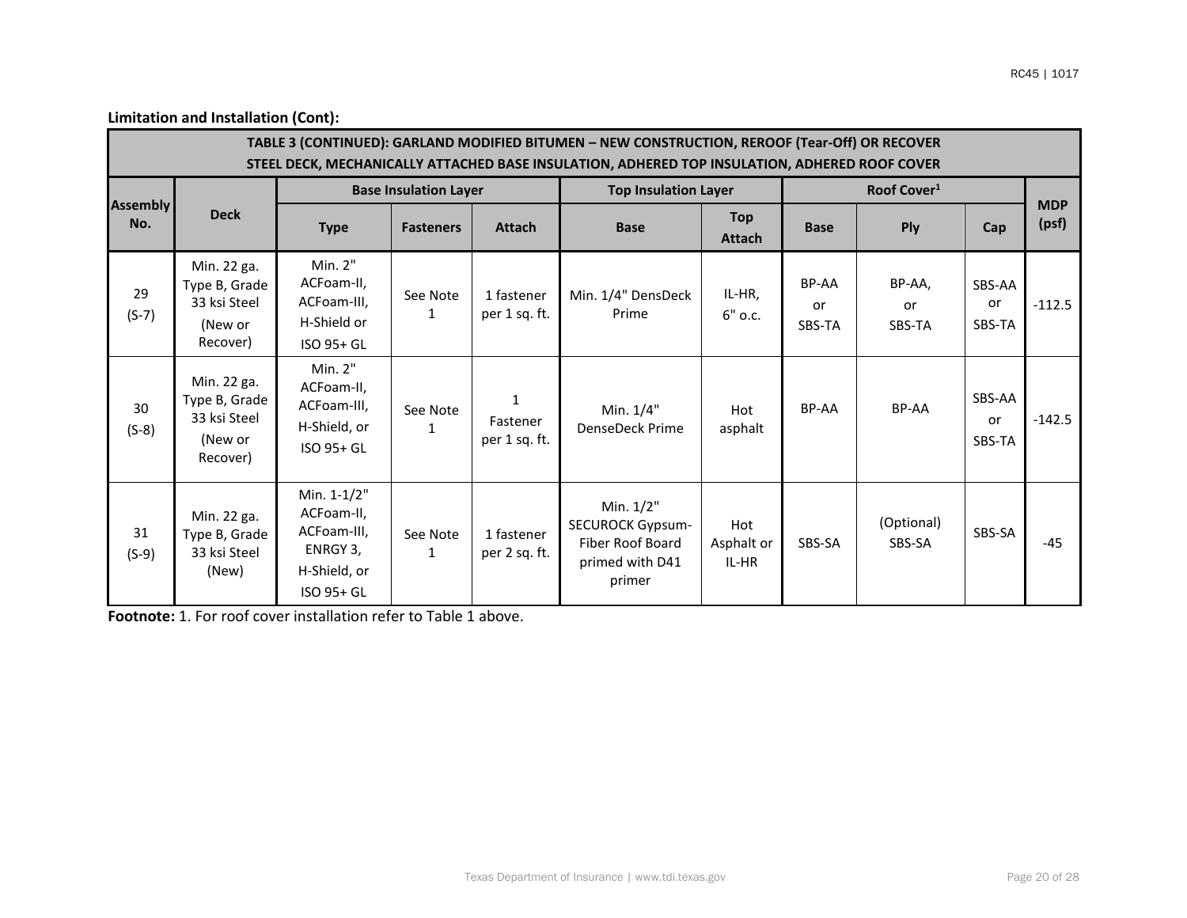**Limitation and Installation (Cont):**

| TABLE 3 (CONTINUED): GARLAND MODIFIED BITUMEN – NEW CONSTRUCTION, REROOF (Tear-Off) OR RECOVER STEEL DECK, MECHANICALLY ATTACHED BASE INSULATION, ADHERED TOP INSULATION, ADHERED ROOF COVER | | | | | | | | | | |
|---|---|---|---|---|---|---|---|---|---|---|
| Assembly No. | Deck | Base Insulation Layer | | | Top Insulation Layer | | Roof Cover[1] | | | MDP (psf) |
| | | Type | Fasteners | Attach | Base | Top Attach | Base | Ply | Cap | |
| 29 (S-7) | Min. 22 ga. Type B, Grade 33 ksi Steel (New or Recover) | Min. 2" ACFoam-II, ACFoam-III, H-Shield or ISO 95+ GL | See Note 1 | 1 fastener per 1 sq. ft. | Min. 1/4" DensDeck Prime | IL-HR, 6" o.c. | BP-AA or SBS-TA | BP-AA, or SBS-TA | SBS-AA or SBS-TA | -112.5 |
| 30 (S-8) | Min. 22 ga. Type B, Grade 33 ksi Steel (New or Recover) | Min. 2" ACFoam-II, ACFoam-III, H-Shield, or ISO 95+ GL | See Note 1 | 1 Fastener per 1 sq. ft. | Min. 1/4" DenseDeck Prime | Hot asphalt | BP-AA | BP-AA | SBS-AA or SBS-TA | -142.5 |
| 31 (S-9) | Min. 22 ga. Type B, Grade 33 ksi Steel (New) | Min. 1-1/2" ACFoam-II, ACFoam-III, ENRGY 3, H-Shield, or ISO 95+ GL | See Note 1 | 1 fastener per 2 sq. ft. | Min. 1/2" SECUROCK Gypsum-Fiber Roof Board primed with D41 primer | Hot Asphalt or IL-HR | SBS-SA | (Optional) SBS-SA | SBS-SA | -45 |

**Footnote:** 1. For roof cover installation refer to Table 1 above.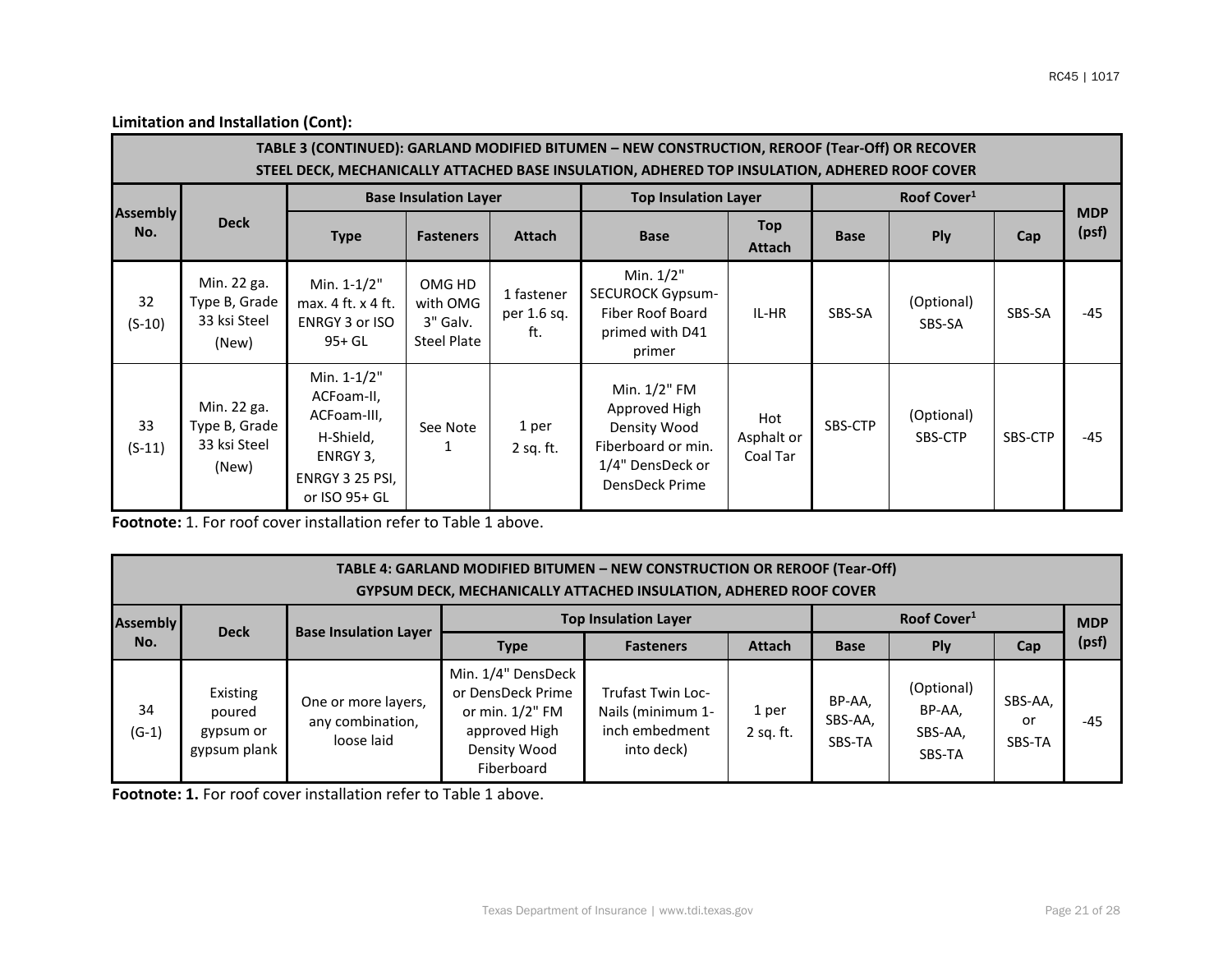**Limitation and Installation (Cont):**

| TABLE 3 (CONTINUED): GARLAND MODIFIED BITUMEN – NEW CONSTRUCTION, REROOF (Tear-Off) OR RECOVER STEEL DECK, MECHANICALLY ATTACHED BASE INSULATION, ADHERED TOP INSULATION, ADHERED ROOF COVER | | | | | | | | | | |
|---|---|---|---|---|---|---|---|---|---|---|
| Assembly No. | Deck | Base Insulation Layer | | | Top Insulation Layer | | Roof Cover[1] | | | MDP (psf) |
| | | Type | Fasteners | Attach | Base | Top Attach | Base | Ply | Cap | |
| 32 (S-10) | Min. 22 ga. Type B, Grade 33 ksi Steel (New) | Min. 1-1/2" max. 4 ft. x 4 ft. ENRGY 3 or ISO 95+ GL | OMG HD with OMG 3" Galv. Steel Plate | 1 fastener per 1.6 sq. ft. | Min. 1/2" SECUROCK Gypsum-Fiber Roof Board primed with D41 primer | IL-HR | SBS-SA | (Optional) SBS-SA | SBS-SA | -45 |
| 33 (S-11) | Min. 22 ga. Type B, Grade 33 ksi Steel (New) | Min. 1-1/2" ACFoam-II, ACFoam-III, H-Shield, ENRGY 3, ENRGY 3 25 PSI, or ISO 95+ GL | See Note 1 | 1 per 2 sq. ft. | Min. 1/2" FM Approved High Density Wood Fiberboard or min. 1/4" DensDeck or DensDeck Prime | Hot Asphalt or Coal Tar | SBS-CTP | (Optional) SBS-CTP | SBS-CTP | -45 |

**Footnote:** 1. For roof cover installation refer to Table 1 above.

| TABLE 4: GARLAND MODIFIED BITUMEN – NEW CONSTRUCTION OR REROOF (Tear-Off) GYPSUM DECK, MECHANICALLY ATTACHED INSULATION, ADHERED ROOF COVER | | | | | | | | | |
|---|---|---|---|---|---|---|---|---|---|
| Assembly No. | Deck | Base Insulation Layer | Top Insulation Layer | | | Roof Cover[1] | | | MDP (psf) |
| | | | Type | Fasteners | Attach | Base | Ply | Cap | |
| 34 (G-1) | Existing poured gypsum or gypsum plank | One or more layers, any combination, loose laid | Min. 1/4" DensDeck or DensDeck Prime or min. 1/2" FM approved High Density Wood Fiberboard | Trufast Twin Loc-Nails (minimum 1-inch embedment into deck) | 1 per 2 sq. ft. | BP-AA, SBS-AA, SBS-TA | (Optional) BP-AA, SBS-AA, SBS-TA | SBS-AA, or SBS-TA | -45 |

**Footnote: 1.** For roof cover installation refer to Table 1 above.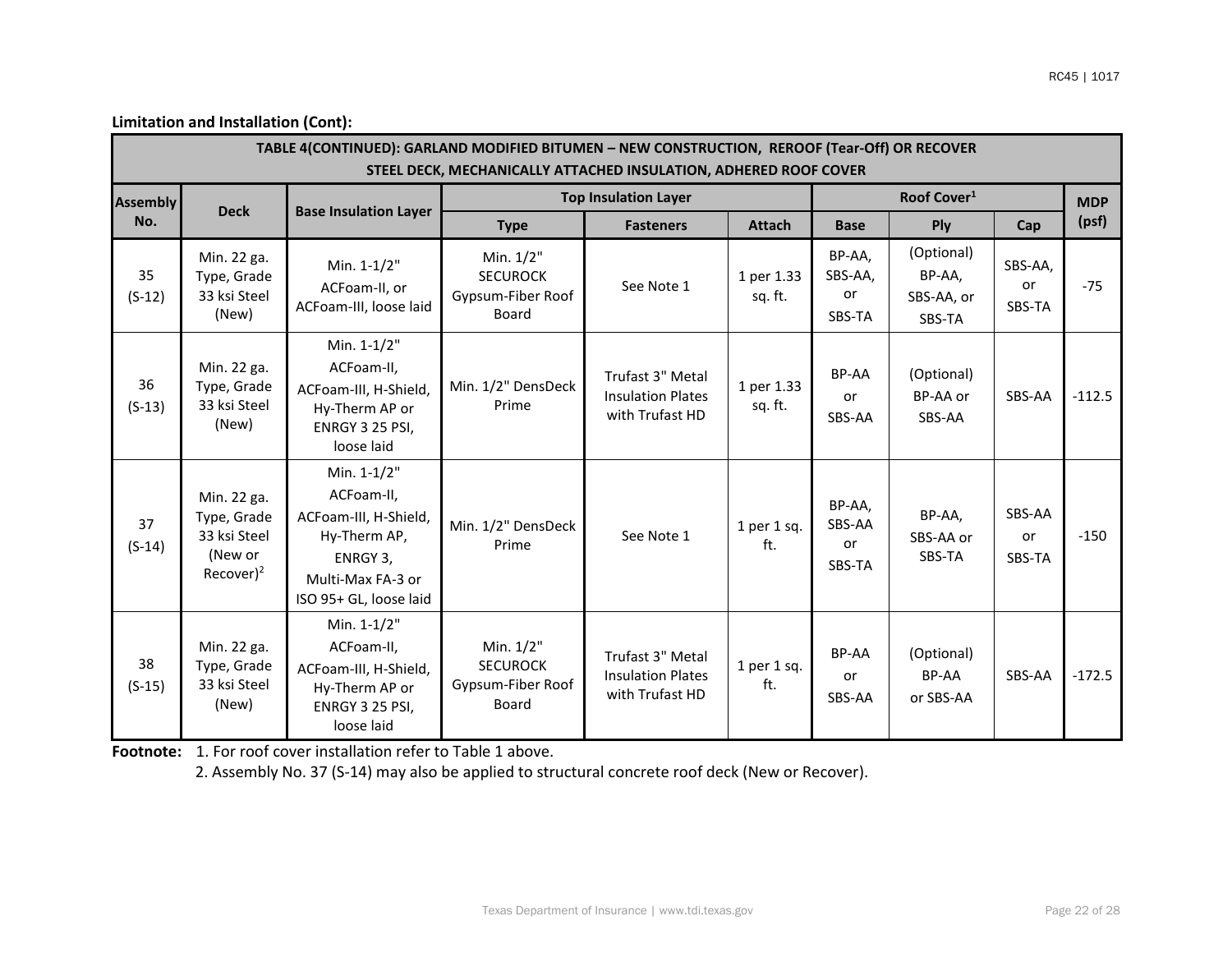**Limitation and Installation (Cont):**

| TABLE 4(CONTINUED): GARLAND MODIFIED BITUMEN – NEW CONSTRUCTION, REROOF (Tear-Off) OR RECOVER STEEL DECK, MECHANICALLY ATTACHED INSULATION, ADHERED ROOF COVER | | | | | | | | | |
|---|---|---|---|---|---|---|---|---|---|
| Assembly No. | Deck | Base Insulation Layer | Top Insulation Layer | | | Roof Cover[1] | | | MDP (psf) |
| | | | Type | Fasteners | Attach | Base | Ply | Cap | |
| 35 (S-12) | Min. 22 ga. Type, Grade 33 ksi Steel (New) | Min. 1-1/2" ACFoam-II, or ACFoam-III, loose laid | Min. 1/2" SECUROCK Gypsum-Fiber Roof Board | See Note 1 | 1 per 1.33 sq. ft. | BP-AA, SBS-AA, or SBS-TA | (Optional) BP-AA, SBS-AA, or SBS-TA | SBS-AA, or SBS-TA | -75 |
| 36 (S-13) | Min. 22 ga. Type, Grade 33 ksi Steel (New) | Min. 1-1/2" ACFoam-II, ACFoam-III, H-Shield, Hy-Therm AP or ENRGY 3 25 PSI, loose laid | Min. 1/2" DensDeck Prime | Trufast 3" Metal Insulation Plates with Trufast HD | 1 per 1.33 sq. ft. | BP-AA or SBS-AA | (Optional) BP-AA or SBS-AA | SBS-AA | -112.5 |
| 37 (S-14) | Min. 22 ga. Type, Grade 33 ksi Steel (New or Recover)[2] | Min. 1-1/2" ACFoam-II, ACFoam-III, H-Shield, Hy-Therm AP, ENRGY 3, Multi-Max FA-3 or ISO 95+ GL, loose laid | Min. 1/2" DensDeck Prime | See Note 1 | 1 per 1 sq. ft. | BP-AA, SBS-AA or SBS-TA | BP-AA, SBS-AA or SBS-TA | SBS-AA or SBS-TA | -150 |
| 38 (S-15) | Min. 22 ga. Type, Grade 33 ksi Steel (New) | Min. 1-1/2" ACFoam-II, ACFoam-III, H-Shield, Hy-Therm AP or ENRGY 3 25 PSI, loose laid | Min. 1/2" SECUROCK Gypsum-Fiber Roof Board | Trufast 3" Metal Insulation Plates with Trufast HD | 1 per 1 sq. ft. | BP-AA or SBS-AA | (Optional) BP-AA or SBS-AA | SBS-AA | -172.5 |

**Footnote:** 1. For roof cover installation refer to Table 1 above.

2. Assembly No. 37 (S-14) may also be applied to structural concrete roof deck (New or Recover).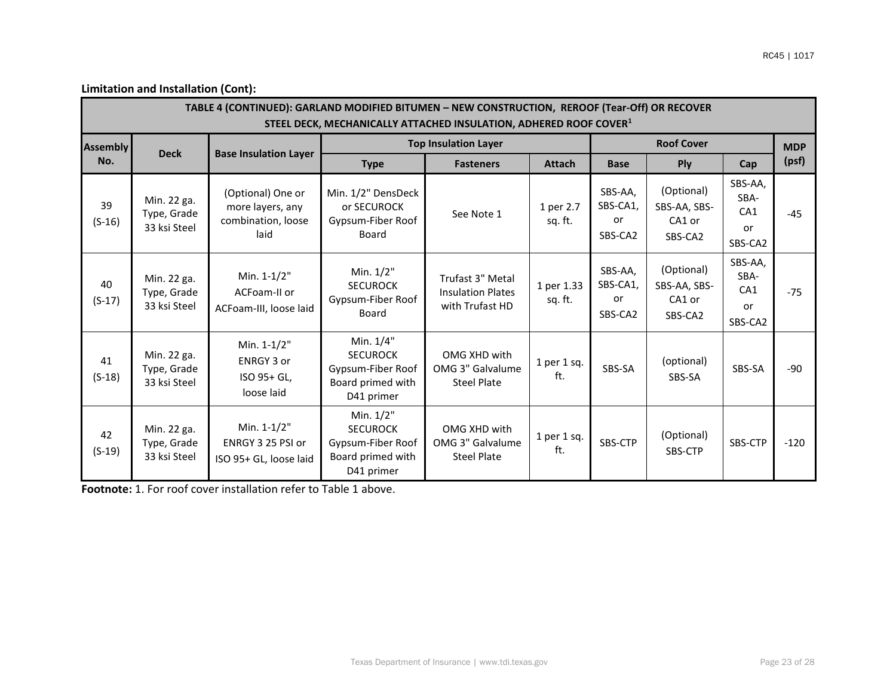**Limitation and Installation (Cont):**

| TABLE 4 (CONTINUED): GARLAND MODIFIED BITUMEN – NEW CONSTRUCTION, REROOF (Tear-Off) OR RECOVER STEEL DECK, MECHANICALLY ATTACHED INSULATION, ADHERED ROOF COVER[1] | | | | | | | | | | |
|---|---|---|---|---|---|---|---|---|---|---|
| Assembly No. | Deck | Base Insulation Layer | Top Insulation Layer | | | Roof Cover | | | MDP (psf) |
| | | | Type | Fasteners | Attach | Base | Ply | Cap | |
| 39 (S-16) | Min. 22 ga. Type, Grade 33 ksi Steel | (Optional) One or more layers, any combination, loose laid | Min. 1/2" DensDeck or SECUROCK Gypsum-Fiber Roof Board | See Note 1 | 1 per 2.7 sq. ft. | SBS-AA, SBS-CA1, or SBS-CA2 | (Optional) SBS-AA, SBS-CA1 or SBS-CA2 | SBS-AA, SBA-CA1 or SBS-CA2 | -45 |
| 40 (S-17) | Min. 22 ga. Type, Grade 33 ksi Steel | Min. 1-1/2" ACFoam-II or ACFoam-III, loose laid | Min. 1/2" SECUROCK Gypsum-Fiber Roof Board | Trufast 3" Metal Insulation Plates with Trufast HD | 1 per 1.33 sq. ft. | SBS-AA, SBS-CA1, or SBS-CA2 | (Optional) SBS-AA, SBS-CA1 or SBS-CA2 | SBS-AA, SBA-CA1 or SBS-CA2 | -75 |
| 41 (S-18) | Min. 22 ga. Type, Grade 33 ksi Steel | Min. 1-1/2" ENRGY 3 or ISO 95+ GL, loose laid | Min. 1/4" SECUROCK Gypsum-Fiber Roof Board primed with D41 primer | OMG XHD with OMG 3" Galvalume Steel Plate | 1 per 1 sq. ft. | SBS-SA | (optional) SBS-SA | SBS-SA | -90 |
| 42 (S-19) | Min. 22 ga. Type, Grade 33 ksi Steel | Min. 1-1/2" ENRGY 3 25 PSI or ISO 95+ GL, loose laid | Min. 1/2" SECUROCK Gypsum-Fiber Roof Board primed with D41 primer | OMG XHD with OMG 3" Galvalume Steel Plate | 1 per 1 sq. ft. | SBS-CTP | (Optional) SBS-CTP | SBS-CTP | -120 |

**Footnote:** 1. For roof cover installation refer to Table 1 above.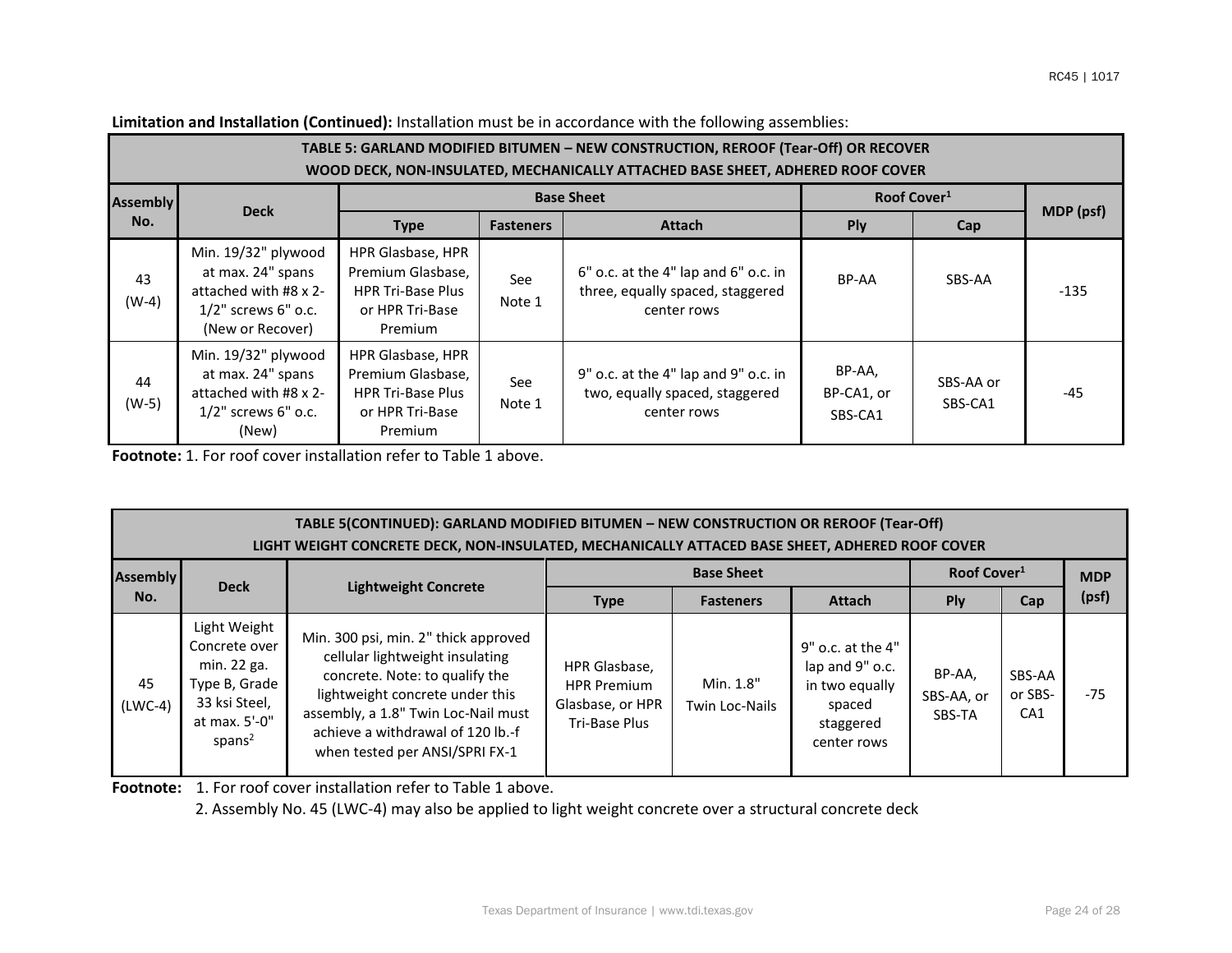**Limitation and Installation (Continued):** Installation must be in accordance with the following assemblies:

| TABLE 5: GARLAND MODIFIED BITUMEN – NEW CONSTRUCTION, REROOF (Tear-Off) OR RECOVER WOOD DECK, NON-INSULATED, MECHANICALLY ATTACHED BASE SHEET, ADHERED ROOF COVER | | | | | | | |
|---|---|---|---|---|---|---|---|
| Assembly No. | Deck | Base Sheet | | | Roof Cover[1] | | MDP (psf) |
| | | Type | Fasteners | Attach | Ply | Cap | |
| 43 (W-4) | Min. 19/32" plywood at max. 24" spans attached with #8 x 2-1/2" screws 6" o.c. (New or Recover) | HPR Glasbase, HPR Premium Glasbase, HPR Tri-Base Plus or HPR Tri-Base Premium | See Note 1 | 6" o.c. at the 4" lap and 6" o.c. in three, equally spaced, staggered center rows | BP-AA | SBS-AA | -135 |
| 44 (W-5) | Min. 19/32" plywood at max. 24" spans attached with #8 x 2-1/2" screws 6" o.c. (New) | HPR Glasbase, HPR Premium Glasbase, HPR Tri-Base Plus or HPR Tri-Base Premium | See Note 1 | 9" o.c. at the 4" lap and 9" o.c. in two, equally spaced, staggered center rows | BP-AA, BP-CA1, or SBS-CA1 | SBS-AA or SBS-CA1 | -45 |

**Footnote:** 1. For roof cover installation refer to Table 1 above.

| TABLE 5(CONTINUED): GARLAND MODIFIED BITUMEN – NEW CONSTRUCTION OR REROOF (Tear-Off) LIGHT WEIGHT CONCRETE DECK, NON-INSULATED, MECHANICALLY ATTACED BASE SHEET, ADHERED ROOF COVER | | | | | | | | |
|---|---|---|---|---|---|---|---|---|
| Assembly No. | Deck | Lightweight Concrete | Base Sheet | | | Roof Cover[1] | | MDP (psf) |
| | | | Type | Fasteners | Attach | Ply | Cap | |
| 45 (LWC-4) | Light Weight Concrete over min. 22 ga. Type B, Grade 33 ksi Steel, at max. 5'-0" spans[2] | Min. 300 psi, min. 2" thick approved cellular lightweight insulating concrete. Note: to qualify the lightweight concrete under this assembly, a 1.8" Twin Loc-Nail must achieve a withdrawal of 120 lb.-f when tested per ANSI/SPRI FX-1 | HPR Glasbase, HPR Premium Glasbase, or HPR Tri-Base Plus | Min. 1.8" Twin Loc-Nails | 9" o.c. at the 4" lap and 9" o.c. in two equally spaced staggered center rows | BP-AA, SBS-AA, or SBS-TA | SBS-AA or SBS-CA1 | -75 |

**Footnote:** 1. For roof cover installation refer to Table 1 above.

2. Assembly No. 45 (LWC-4) may also be applied to light weight concrete over a structural concrete deck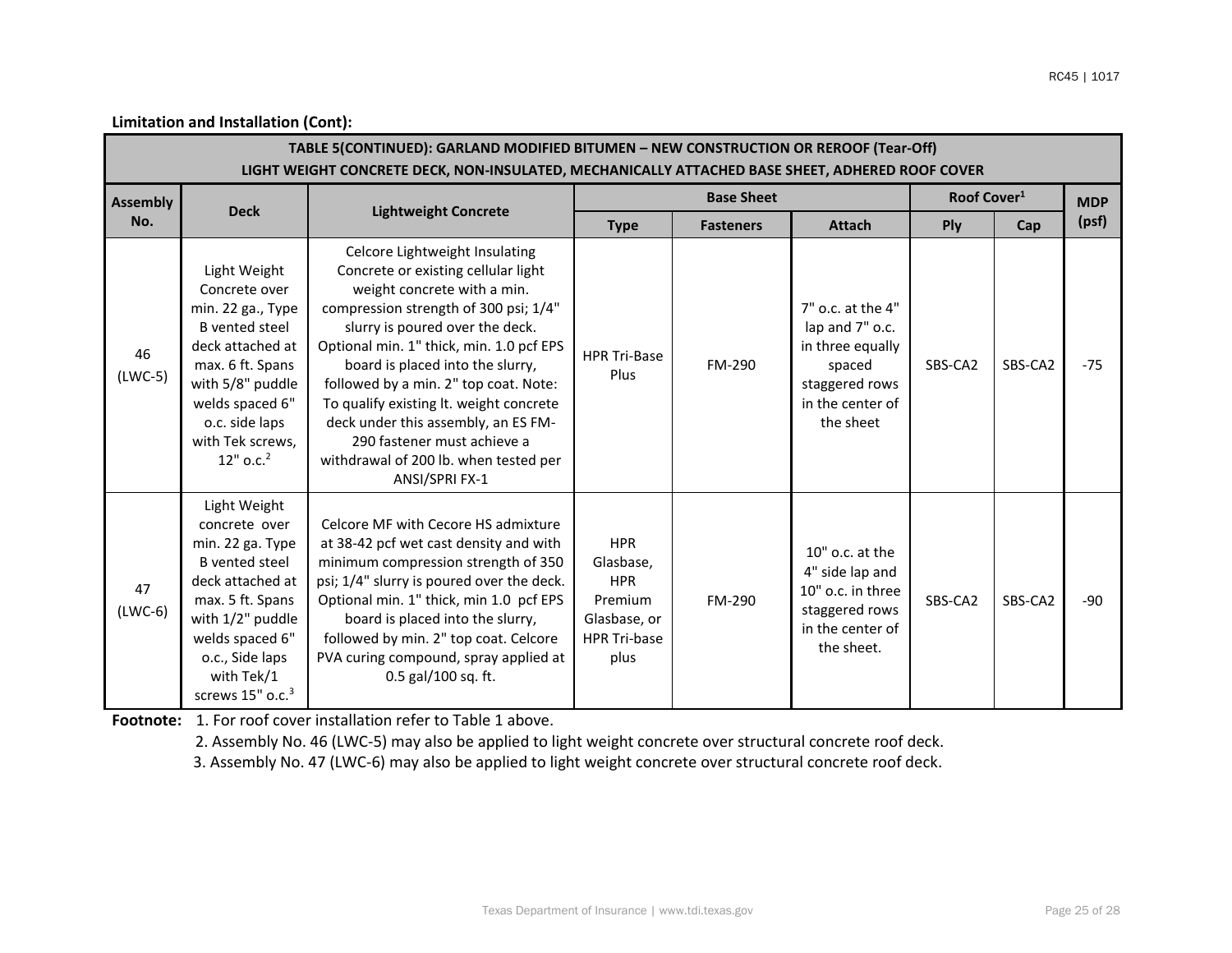**Limitation and Installation (Cont):**

| TABLE 5(CONTINUED): GARLAND MODIFIED BITUMEN – NEW CONSTRUCTION OR REROOF (Tear-Off) LIGHT WEIGHT CONCRETE DECK, NON-INSULATED, MECHANICALLY ATTACHED BASE SHEET, ADHERED ROOF COVER | | | | | | | | |
|---|---|---|---|---|---|---|---|---|
| Assembly No. | Deck | Lightweight Concrete | Base Sheet | | | Roof Cover[1] | | MDP (psf) |
| | | | Type | Fasteners | Attach | Ply | Cap | |
| 46 (LWC-5) | Light Weight Concrete over min. 22 ga., Type B vented steel deck attached at max. 6 ft. Spans with 5/8" puddle welds spaced 6" o.c. side laps with Tek screws, 12" o.c.[2] | Celcore Lightweight Insulating Concrete or existing cellular light weight concrete with a min. compression strength of 300 psi; 1/4" slurry is poured over the deck. Optional min. 1" thick, min. 1.0 pcf EPS board is placed into the slurry, followed by a min. 2" top coat. Note: To qualify existing lt. weight concrete deck under this assembly, an ES FM-290 fastener must achieve a withdrawal of 200 lb. when tested per ANSI/SPRI FX-1 | HPR Tri-Base Plus | FM-290 | 7" o.c. at the 4" lap and 7" o.c. in three equally spaced staggered rows in the center of the sheet | SBS-CA2 | SBS-CA2 | -75 |
| 47 (LWC-6) | Light Weight concrete over min. 22 ga. Type B vented steel deck attached at max. 5 ft. Spans with 1/2" puddle welds spaced 6" o.c., Side laps with Tek/1 screws 15" o.c.[3] | Celcore MF with Cecore HS admixture at 38-42 pcf wet cast density and with minimum compression strength of 350 psi; 1/4" slurry is poured over the deck. Optional min. 1" thick, min 1.0 pcf EPS board is placed into the slurry, followed by min. 2" top coat. Celcore PVA curing compound, spray applied at 0.5 gal/100 sq. ft. | HPR Glasbase, HPR Premium Glasbase, or HPR Tri-base plus | FM-290 | 10" o.c. at the 4" side lap and 10" o.c. in three staggered rows in the center of the sheet. | SBS-CA2 | SBS-CA2 | -90 |

**Footnote:** 1. For roof cover installation refer to Table 1 above.

2. Assembly No. 46 (LWC-5) may also be applied to light weight concrete over structural concrete roof deck.

3. Assembly No. 47 (LWC-6) may also be applied to light weight concrete over structural concrete roof deck.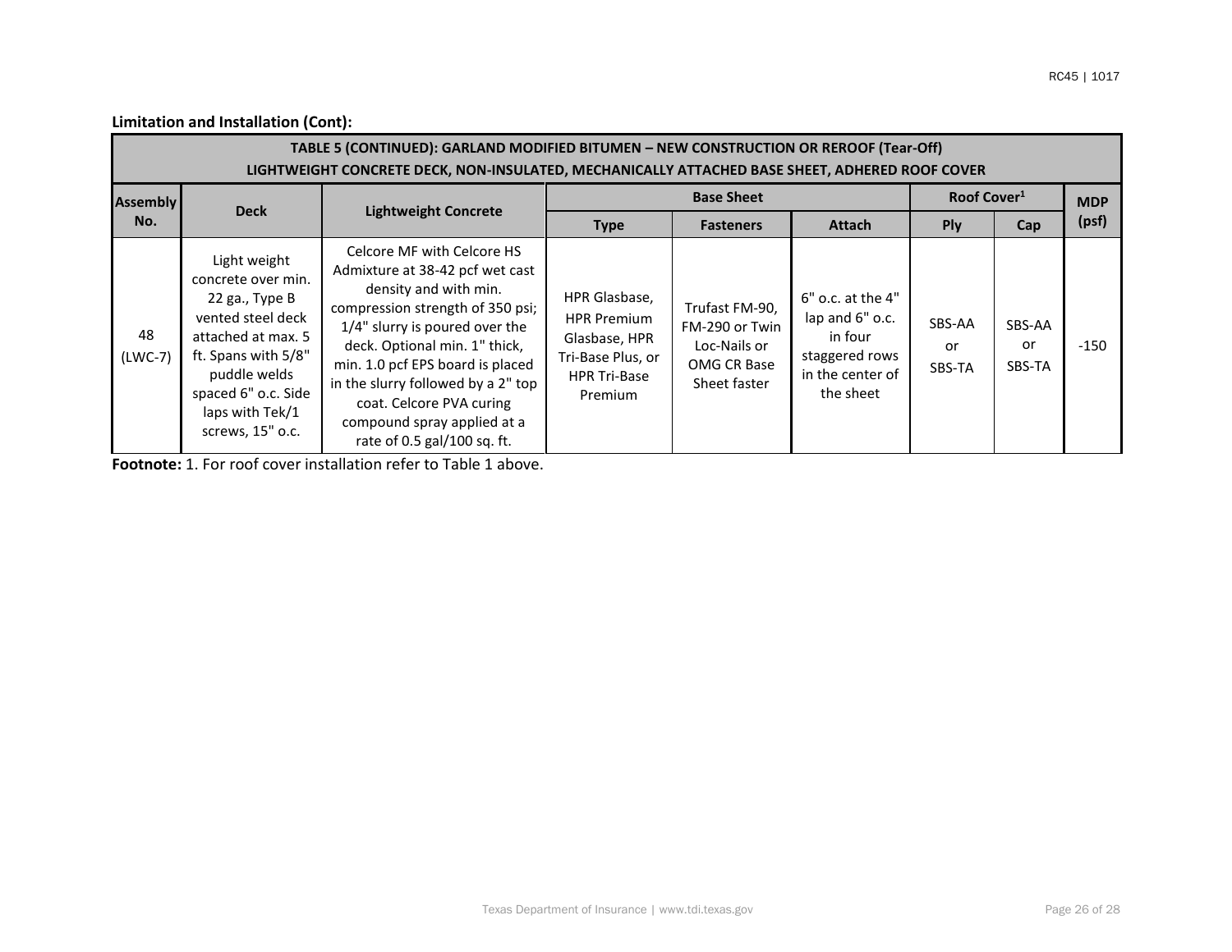**Limitation and Installation (Cont):**

| TABLE 5 (CONTINUED): GARLAND MODIFIED BITUMEN – NEW CONSTRUCTION OR REROOF (Tear-Off) LIGHTWEIGHT CONCRETE DECK, NON-INSULATED, MECHANICALLY ATTACHED BASE SHEET, ADHERED ROOF COVER | | | | | | | | |
|---|---|---|---|---|---|---|---|---|
| Assembly No. | Deck | Lightweight Concrete | Base Sheet | | | Roof Cover[1] | | MDP (psf) |
| | | | Type | Fasteners | Attach | Ply | Cap | |
| 48 (LWC-7) | Light weight concrete over min. 22 ga., Type B vented steel deck attached at max. 5 ft. Spans with 5/8" puddle welds spaced 6" o.c. Side laps with Tek/1 screws, 15" o.c. | Celcore MF with Celcore HS Admixture at 38-42 pcf wet cast density and with min. compression strength of 350 psi; 1/4" slurry is poured over the deck. Optional min. 1" thick, min. 1.0 pcf EPS board is placed in the slurry followed by a 2" top coat. Celcore PVA curing compound spray applied at a rate of 0.5 gal/100 sq. ft. | HPR Glasbase, HPR Premium Glasbase, HPR Tri-Base Plus, or HPR Tri-Base Premium | Trufast FM-90, FM-290 or Twin Loc-Nails or OMG CR Base Sheet faster | 6" o.c. at the 4" lap and 6" o.c. in four staggered rows in the center of the sheet | SBS-AA or SBS-TA | SBS-AA or SBS-TA | -150 |

**Footnote:** 1. For roof cover installation refer to Table 1 above.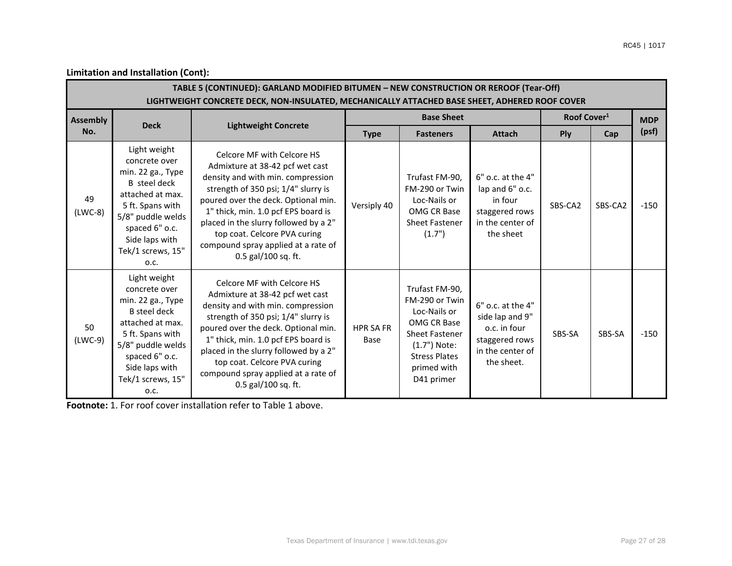**Limitation and Installation (Cont):**

| TABLE 5 (CONTINUED): GARLAND MODIFIED BITUMEN – NEW CONSTRUCTION OR REROOF (Tear-Off) LIGHTWEIGHT CONCRETE DECK, NON-INSULATED, MECHANICALLY ATTACHED BASE SHEET, ADHERED ROOF COVER | | | | | | | | |
|---|---|---|---|---|---|---|---|---|
| **Assembly No.** | **Deck** | **Lightweight Concrete** | **Base Sheet** | | | **Roof Cover[1]** | | **MDP (psf)** |
| | | | **Type** | **Fasteners** | **Attach** | **Ply** | **Cap** | |
| 49 (LWC-8) | Light weight concrete over min. 22 ga., Type B steel deck attached at max. 5 ft. Spans with 5/8" puddle welds spaced 6" o.c. Side laps with Tek/1 screws, 15" o.c. | Celcore MF with Celcore HS Admixture at 38-42 pcf wet cast density and with min. compression strength of 350 psi; 1/4" slurry is poured over the deck. Optional min. 1" thick, min. 1.0 pcf EPS board is placed in the slurry followed by a 2" top coat. Celcore PVA curing compound spray applied at a rate of 0.5 gal/100 sq. ft. | Versiply 40 | Trufast FM-90, FM-290 or Twin Loc-Nails or OMG CR Base Sheet Fastener (1.7") | 6" o.c. at the 4" lap and 6" o.c. in four staggered rows in the center of the sheet | SBS-CA2 | SBS-CA2 | -150 |
| 50 (LWC-9) | Light weight concrete over min. 22 ga., Type B steel deck attached at max. 5 ft. Spans with 5/8" puddle welds spaced 6" o.c. Side laps with Tek/1 screws, 15" o.c. | Celcore MF with Celcore HS Admixture at 38-42 pcf wet cast density and with min. compression strength of 350 psi; 1/4" slurry is poured over the deck. Optional min. 1" thick, min. 1.0 pcf EPS board is placed in the slurry followed by a 2" top coat. Celcore PVA curing compound spray applied at a rate of 0.5 gal/100 sq. ft. | HPR SA FR Base | Trufast FM-90, FM-290 or Twin Loc-Nails or OMG CR Base Sheet Fastener (1.7") Note: Stress Plates primed with D41 primer | 6" o.c. at the 4" side lap and 9" o.c. in four staggered rows in the center of the sheet. | SBS-SA | SBS-SA | -150 |

**Footnote:** 1. For roof cover installation refer to Table 1 above.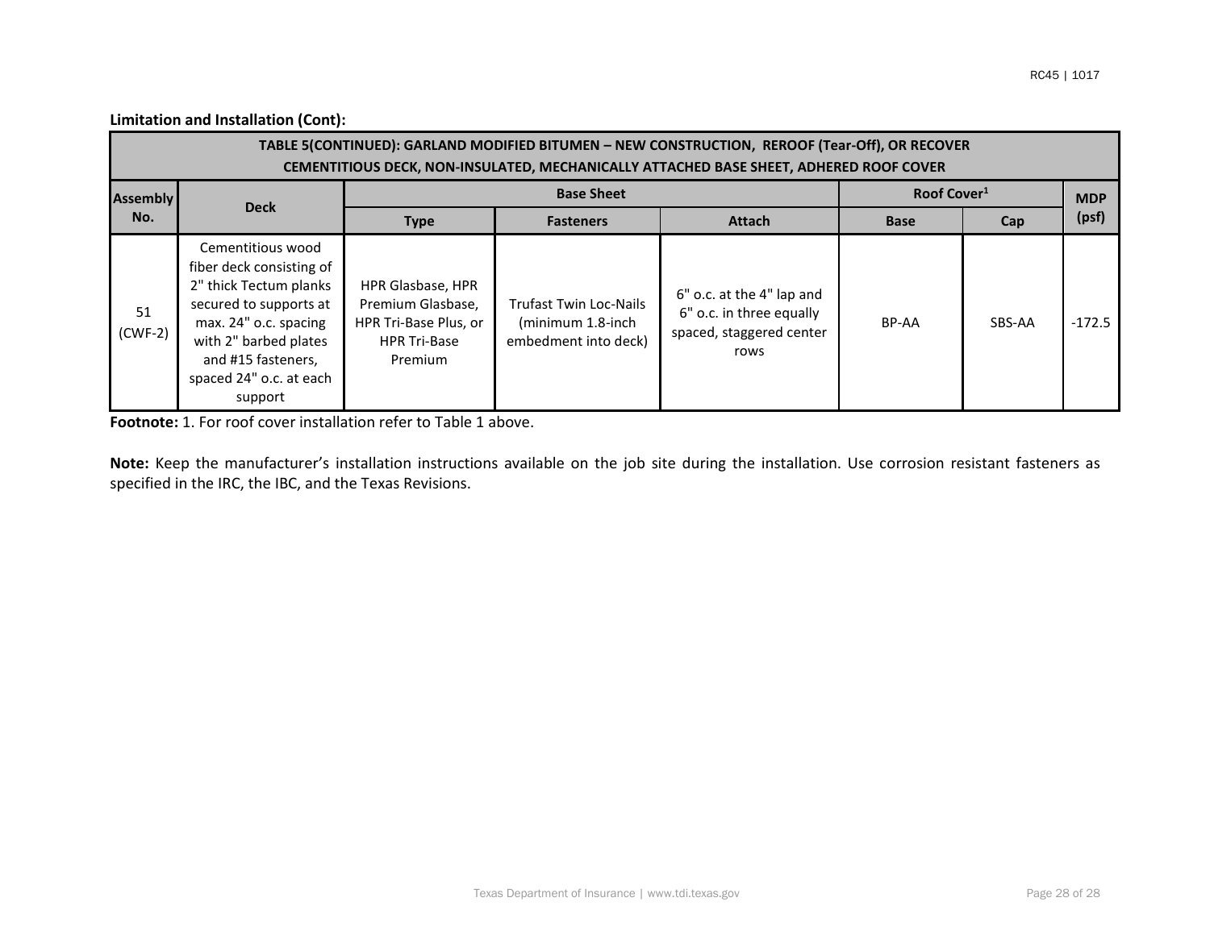**Limitation and Installation (Cont):**

| TABLE 5(CONTINUED): GARLAND MODIFIED BITUMEN – NEW CONSTRUCTION, REROOF (Tear-Off), OR RECOVER CEMENTITIOUS DECK, NON-INSULATED, MECHANICALLY ATTACHED BASE SHEET, ADHERED ROOF COVER | | | | | | | |
|---|---|---|---|---|---|---|---|
| Assembly No. | Deck | Base Sheet | | | Roof Cover[1] | | MDP (psf) |
| | | Type | Fasteners | Attach | Base | Cap | |
| 51 (CWF-2) | Cementitious wood fiber deck consisting of 2" thick Tectum planks secured to supports at max. 24" o.c. spacing with 2" barbed plates and #15 fasteners, spaced 24" o.c. at each support | HPR Glasbase, HPR Premium Glasbase, HPR Tri-Base Plus, or HPR Tri-Base Premium | Trufast Twin Loc-Nails (minimum 1.8-inch embedment into deck) | 6" o.c. at the 4" lap and 6" o.c. in three equally spaced, staggered center rows | BP-AA | SBS-AA | -172.5 |

**Footnote:** 1. For roof cover installation refer to Table 1 above.

**Note:** Keep the manufacturer's installation instructions available on the job site during the installation. Use corrosion resistant fasteners as specified in the IRC, the IBC, and the Texas Revisions.